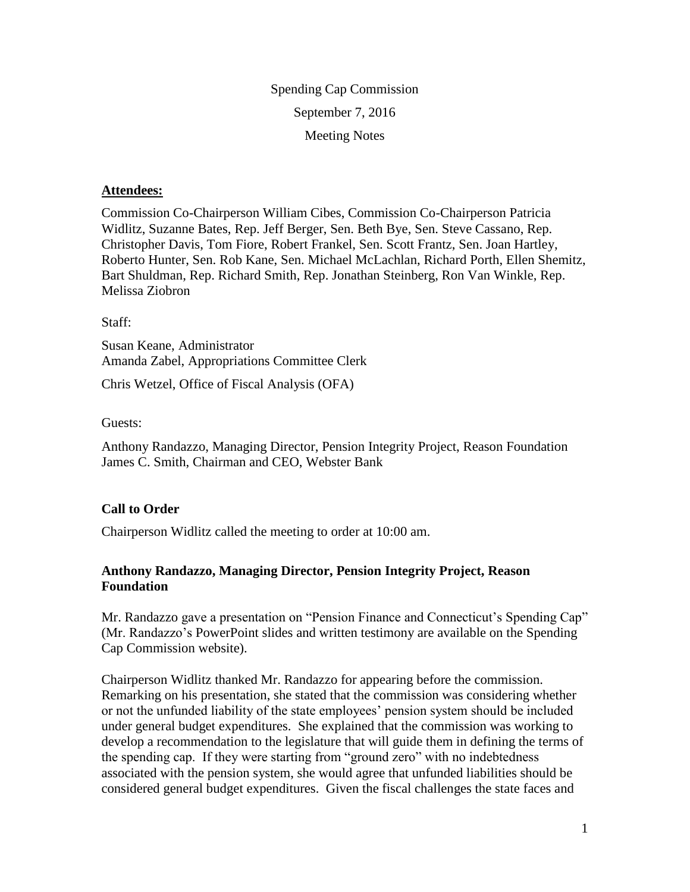Spending Cap Commission

September 7, 2016

Meeting Notes

**Attendees:**

Commission Co-Chairperson William Cibes, Commission Co-Chairperson Patricia Widlitz, Suzanne Bates, Rep. Jeff Berger, Sen. Beth Bye, Sen. Steve Cassano, Rep. Christopher Davis, Tom Fiore, Robert Frankel, Sen. Scott Frantz, Sen. Joan Hartley, Roberto Hunter, Sen. Rob Kane, Sen. Michael McLachlan, Richard Porth, Ellen Shemitz, Bart Shuldman, Rep. Richard Smith, Rep. Jonathan Steinberg, Ron Van Winkle, Rep. Melissa Ziobron

Staff:

Susan Keane, Administrator
Amanda Zabel, Appropriations Committee Clerk

Chris Wetzel, Office of Fiscal Analysis (OFA)

Guests:

Anthony Randazzo, Managing Director, Pension Integrity Project, Reason Foundation
James C. Smith, Chairman and CEO, Webster Bank

### Call to Order

Chairperson Widlitz called the meeting to order at 10:00 am.

### Anthony Randazzo, Managing Director, Pension Integrity Project, Reason Foundation

Mr. Randazzo gave a presentation on "Pension Finance and Connecticut's Spending Cap" (Mr. Randazzo's PowerPoint slides and written testimony are available on the Spending Cap Commission website).

Chairperson Widlitz thanked Mr. Randazzo for appearing before the commission. Remarking on his presentation, she stated that the commission was considering whether or not the unfunded liability of the state employees' pension system should be included under general budget expenditures. She explained that the commission was working to develop a recommendation to the legislature that will guide them in defining the terms of the spending cap. If they were starting from "ground zero" with no indebtedness associated with the pension system, she would agree that unfunded liabilities should be considered general budget expenditures. Given the fiscal challenges the state faces and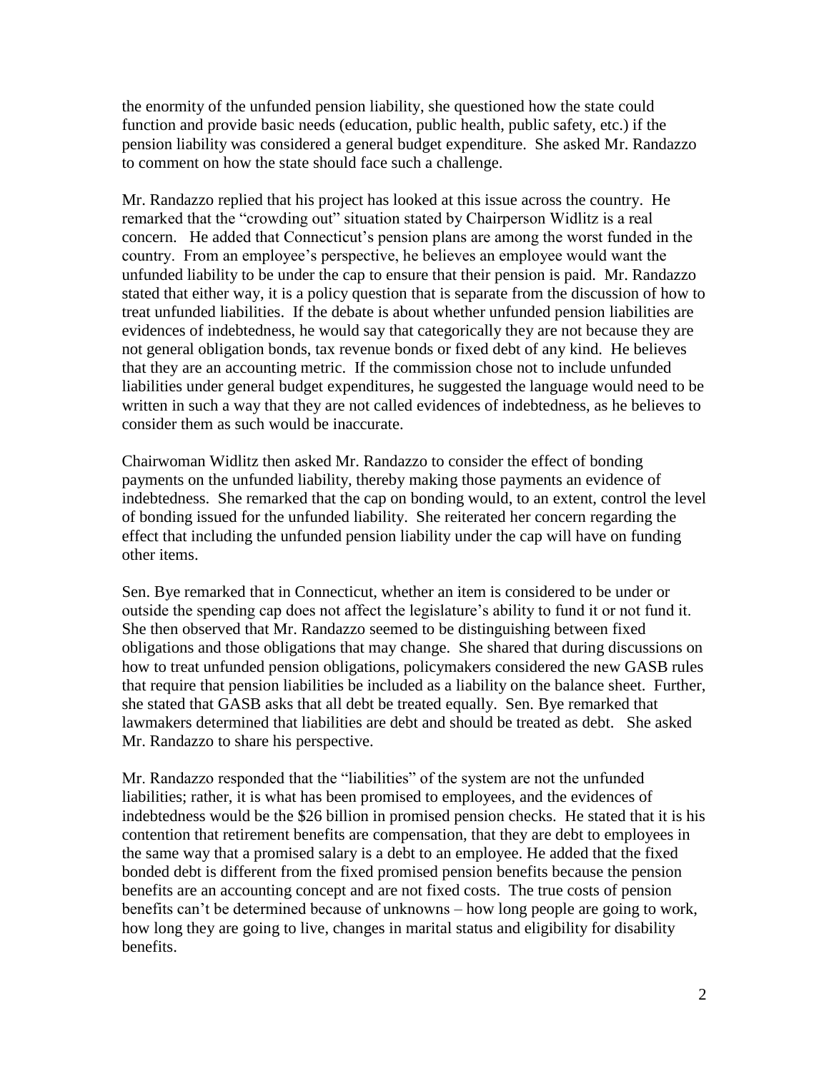the enormity of the unfunded pension liability, she questioned how the state could function and provide basic needs (education, public health, public safety, etc.) if the pension liability was considered a general budget expenditure. She asked Mr. Randazzo to comment on how the state should face such a challenge.

Mr. Randazzo replied that his project has looked at this issue across the country. He remarked that the "crowding out" situation stated by Chairperson Widlitz is a real concern. He added that Connecticut's pension plans are among the worst funded in the country. From an employee's perspective, he believes an employee would want the unfunded liability to be under the cap to ensure that their pension is paid. Mr. Randazzo stated that either way, it is a policy question that is separate from the discussion of how to treat unfunded liabilities. If the debate is about whether unfunded pension liabilities are evidences of indebtedness, he would say that categorically they are not because they are not general obligation bonds, tax revenue bonds or fixed debt of any kind. He believes that they are an accounting metric. If the commission chose not to include unfunded liabilities under general budget expenditures, he suggested the language would need to be written in such a way that they are not called evidences of indebtedness, as he believes to consider them as such would be inaccurate.

Chairwoman Widlitz then asked Mr. Randazzo to consider the effect of bonding payments on the unfunded liability, thereby making those payments an evidence of indebtedness. She remarked that the cap on bonding would, to an extent, control the level of bonding issued for the unfunded liability. She reiterated her concern regarding the effect that including the unfunded pension liability under the cap will have on funding other items.

Sen. Bye remarked that in Connecticut, whether an item is considered to be under or outside the spending cap does not affect the legislature's ability to fund it or not fund it. She then observed that Mr. Randazzo seemed to be distinguishing between fixed obligations and those obligations that may change. She shared that during discussions on how to treat unfunded pension obligations, policymakers considered the new GASB rules that require that pension liabilities be included as a liability on the balance sheet. Further, she stated that GASB asks that all debt be treated equally. Sen. Bye remarked that lawmakers determined that liabilities are debt and should be treated as debt. She asked Mr. Randazzo to share his perspective.

Mr. Randazzo responded that the "liabilities" of the system are not the unfunded liabilities; rather, it is what has been promised to employees, and the evidences of indebtedness would be the $26 billion in promised pension checks. He stated that it is his contention that retirement benefits are compensation, that they are debt to employees in the same way that a promised salary is a debt to an employee. He added that the fixed bonded debt is different from the fixed promised pension benefits because the pension benefits are an accounting concept and are not fixed costs. The true costs of pension benefits can't be determined because of unknowns – how long people are going to work, how long they are going to live, changes in marital status and eligibility for disability benefits.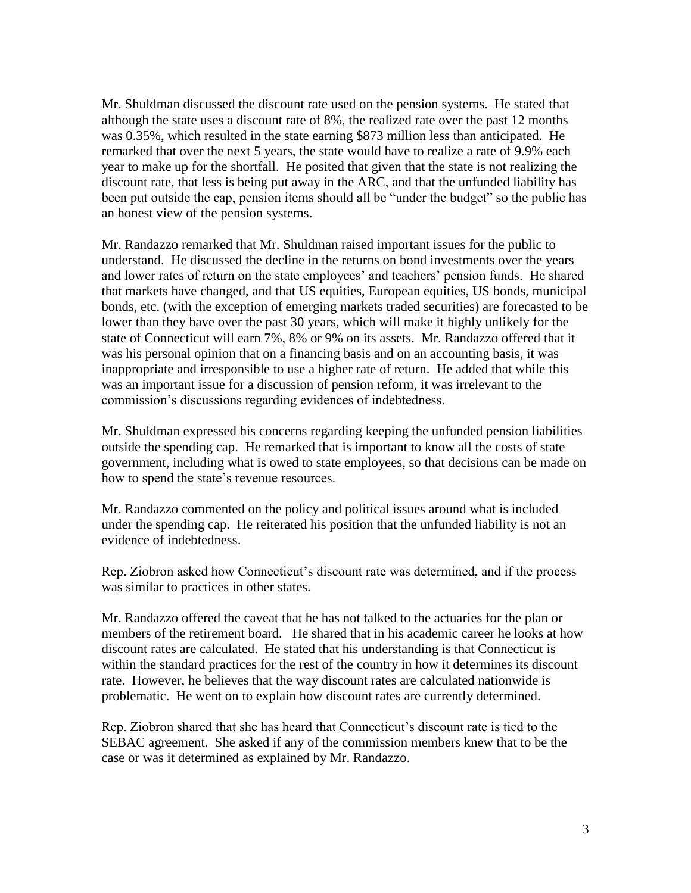Mr. Shuldman discussed the discount rate used on the pension systems. He stated that although the state uses a discount rate of 8%, the realized rate over the past 12 months was 0.35%, which resulted in the state earning $873 million less than anticipated. He remarked that over the next 5 years, the state would have to realize a rate of 9.9% each year to make up for the shortfall. He posited that given that the state is not realizing the discount rate, that less is being put away in the ARC, and that the unfunded liability has been put outside the cap, pension items should all be "under the budget" so the public has an honest view of the pension systems.

Mr. Randazzo remarked that Mr. Shuldman raised important issues for the public to understand. He discussed the decline in the returns on bond investments over the years and lower rates of return on the state employees' and teachers' pension funds. He shared that markets have changed, and that US equities, European equities, US bonds, municipal bonds, etc. (with the exception of emerging markets traded securities) are forecasted to be lower than they have over the past 30 years, which will make it highly unlikely for the state of Connecticut will earn 7%, 8% or 9% on its assets. Mr. Randazzo offered that it was his personal opinion that on a financing basis and on an accounting basis, it was inappropriate and irresponsible to use a higher rate of return. He added that while this was an important issue for a discussion of pension reform, it was irrelevant to the commission's discussions regarding evidences of indebtedness.

Mr. Shuldman expressed his concerns regarding keeping the unfunded pension liabilities outside the spending cap. He remarked that is important to know all the costs of state government, including what is owed to state employees, so that decisions can be made on how to spend the state's revenue resources.

Mr. Randazzo commented on the policy and political issues around what is included under the spending cap. He reiterated his position that the unfunded liability is not an evidence of indebtedness.

Rep. Ziobron asked how Connecticut's discount rate was determined, and if the process was similar to practices in other states.

Mr. Randazzo offered the caveat that he has not talked to the actuaries for the plan or members of the retirement board. He shared that in his academic career he looks at how discount rates are calculated. He stated that his understanding is that Connecticut is within the standard practices for the rest of the country in how it determines its discount rate. However, he believes that the way discount rates are calculated nationwide is problematic. He went on to explain how discount rates are currently determined.

Rep. Ziobron shared that she has heard that Connecticut's discount rate is tied to the SEBAC agreement. She asked if any of the commission members knew that to be the case or was it determined as explained by Mr. Randazzo.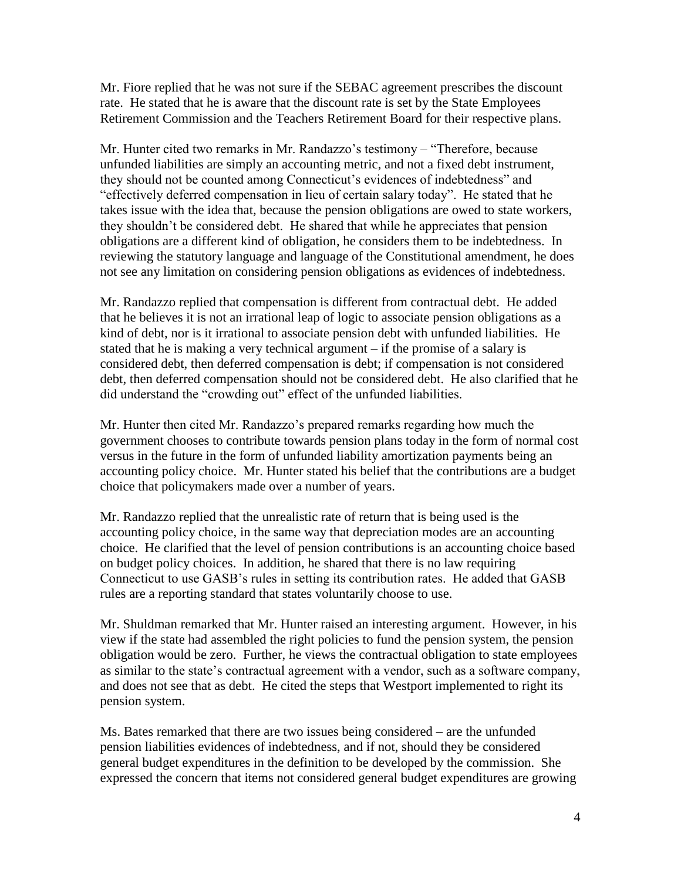Mr. Fiore replied that he was not sure if the SEBAC agreement prescribes the discount rate. He stated that he is aware that the discount rate is set by the State Employees Retirement Commission and the Teachers Retirement Board for their respective plans.

Mr. Hunter cited two remarks in Mr. Randazzo's testimony – "Therefore, because unfunded liabilities are simply an accounting metric, and not a fixed debt instrument, they should not be counted among Connecticut's evidences of indebtedness" and "effectively deferred compensation in lieu of certain salary today". He stated that he takes issue with the idea that, because the pension obligations are owed to state workers, they shouldn't be considered debt. He shared that while he appreciates that pension obligations are a different kind of obligation, he considers them to be indebtedness. In reviewing the statutory language and language of the Constitutional amendment, he does not see any limitation on considering pension obligations as evidences of indebtedness.

Mr. Randazzo replied that compensation is different from contractual debt. He added that he believes it is not an irrational leap of logic to associate pension obligations as a kind of debt, nor is it irrational to associate pension debt with unfunded liabilities. He stated that he is making a very technical argument – if the promise of a salary is considered debt, then deferred compensation is debt; if compensation is not considered debt, then deferred compensation should not be considered debt. He also clarified that he did understand the "crowding out" effect of the unfunded liabilities.

Mr. Hunter then cited Mr. Randazzo's prepared remarks regarding how much the government chooses to contribute towards pension plans today in the form of normal cost versus in the future in the form of unfunded liability amortization payments being an accounting policy choice. Mr. Hunter stated his belief that the contributions are a budget choice that policymakers made over a number of years.

Mr. Randazzo replied that the unrealistic rate of return that is being used is the accounting policy choice, in the same way that depreciation modes are an accounting choice. He clarified that the level of pension contributions is an accounting choice based on budget policy choices. In addition, he shared that there is no law requiring Connecticut to use GASB's rules in setting its contribution rates. He added that GASB rules are a reporting standard that states voluntarily choose to use.

Mr. Shuldman remarked that Mr. Hunter raised an interesting argument. However, in his view if the state had assembled the right policies to fund the pension system, the pension obligation would be zero. Further, he views the contractual obligation to state employees as similar to the state's contractual agreement with a vendor, such as a software company, and does not see that as debt. He cited the steps that Westport implemented to right its pension system.

Ms. Bates remarked that there are two issues being considered – are the unfunded pension liabilities evidences of indebtedness, and if not, should they be considered general budget expenditures in the definition to be developed by the commission. She expressed the concern that items not considered general budget expenditures are growing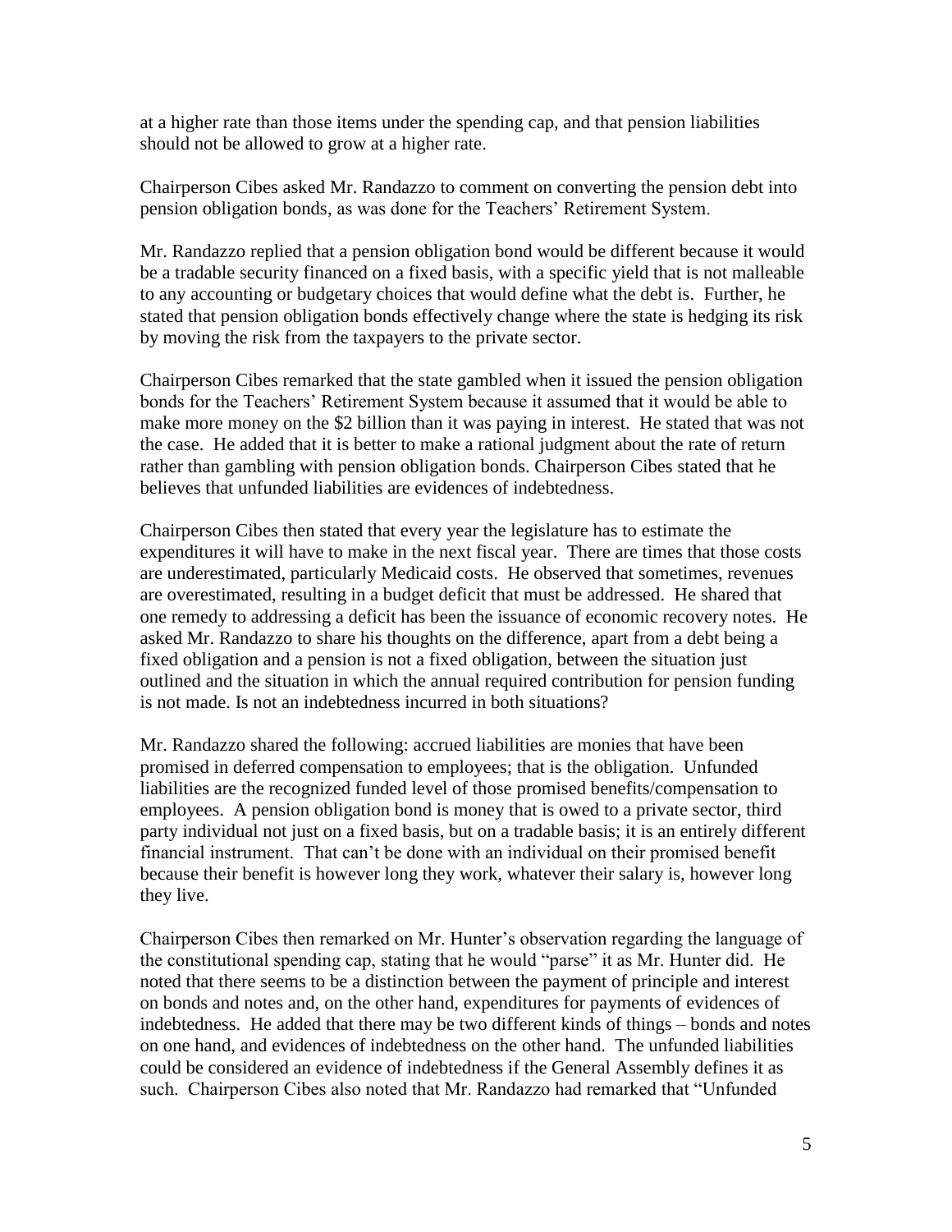at a higher rate than those items under the spending cap, and that pension liabilities should not be allowed to grow at a higher rate.

Chairperson Cibes asked Mr. Randazzo to comment on converting the pension debt into pension obligation bonds, as was done for the Teachers' Retirement System.

Mr. Randazzo replied that a pension obligation bond would be different because it would be a tradable security financed on a fixed basis, with a specific yield that is not malleable to any accounting or budgetary choices that would define what the debt is. Further, he stated that pension obligation bonds effectively change where the state is hedging its risk by moving the risk from the taxpayers to the private sector.

Chairperson Cibes remarked that the state gambled when it issued the pension obligation bonds for the Teachers' Retirement System because it assumed that it would be able to make more money on the $2 billion than it was paying in interest. He stated that was not the case. He added that it is better to make a rational judgment about the rate of return rather than gambling with pension obligation bonds. Chairperson Cibes stated that he believes that unfunded liabilities are evidences of indebtedness.

Chairperson Cibes then stated that every year the legislature has to estimate the expenditures it will have to make in the next fiscal year. There are times that those costs are underestimated, particularly Medicaid costs. He observed that sometimes, revenues are overestimated, resulting in a budget deficit that must be addressed. He shared that one remedy to addressing a deficit has been the issuance of economic recovery notes. He asked Mr. Randazzo to share his thoughts on the difference, apart from a debt being a fixed obligation and a pension is not a fixed obligation, between the situation just outlined and the situation in which the annual required contribution for pension funding is not made. Is not an indebtedness incurred in both situations?

Mr. Randazzo shared the following: accrued liabilities are monies that have been promised in deferred compensation to employees; that is the obligation. Unfunded liabilities are the recognized funded level of those promised benefits/compensation to employees. A pension obligation bond is money that is owed to a private sector, third party individual not just on a fixed basis, but on a tradable basis; it is an entirely different financial instrument. That can't be done with an individual on their promised benefit because their benefit is however long they work, whatever their salary is, however long they live.

Chairperson Cibes then remarked on Mr. Hunter's observation regarding the language of the constitutional spending cap, stating that he would "parse" it as Mr. Hunter did. He noted that there seems to be a distinction between the payment of principle and interest on bonds and notes and, on the other hand, expenditures for payments of evidences of indebtedness. He added that there may be two different kinds of things – bonds and notes on one hand, and evidences of indebtedness on the other hand. The unfunded liabilities could be considered an evidence of indebtedness if the General Assembly defines it as such. Chairperson Cibes also noted that Mr. Randazzo had remarked that "Unfunded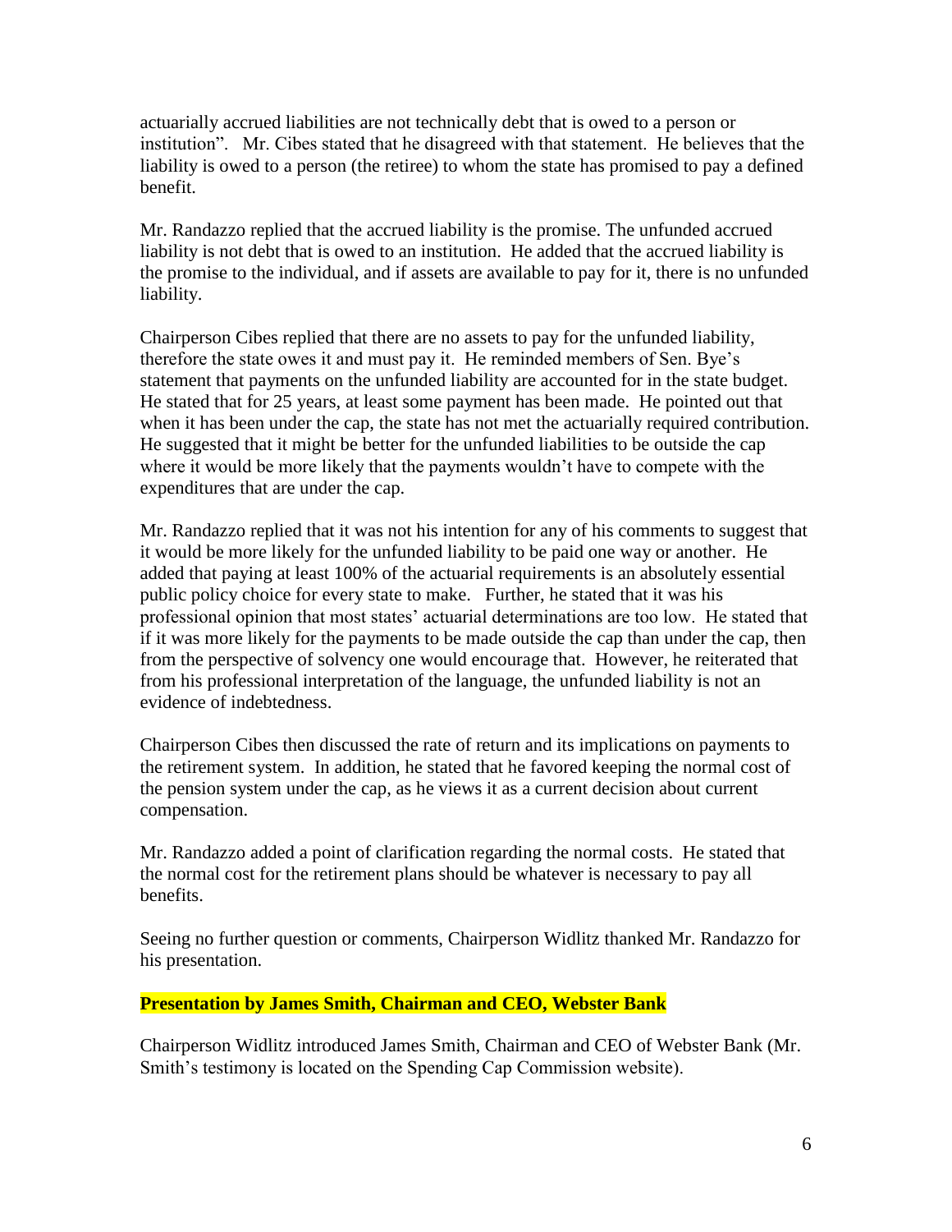actuarially accrued liabilities are not technically debt that is owed to a person or institution". Mr. Cibes stated that he disagreed with that statement. He believes that the liability is owed to a person (the retiree) to whom the state has promised to pay a defined benefit.

Mr. Randazzo replied that the accrued liability is the promise. The unfunded accrued liability is not debt that is owed to an institution. He added that the accrued liability is the promise to the individual, and if assets are available to pay for it, there is no unfunded liability.

Chairperson Cibes replied that there are no assets to pay for the unfunded liability, therefore the state owes it and must pay it. He reminded members of Sen. Bye's statement that payments on the unfunded liability are accounted for in the state budget. He stated that for 25 years, at least some payment has been made. He pointed out that when it has been under the cap, the state has not met the actuarially required contribution. He suggested that it might be better for the unfunded liabilities to be outside the cap where it would be more likely that the payments wouldn't have to compete with the expenditures that are under the cap.

Mr. Randazzo replied that it was not his intention for any of his comments to suggest that it would be more likely for the unfunded liability to be paid one way or another. He added that paying at least 100% of the actuarial requirements is an absolutely essential public policy choice for every state to make. Further, he stated that it was his professional opinion that most states' actuarial determinations are too low. He stated that if it was more likely for the payments to be made outside the cap than under the cap, then from the perspective of solvency one would encourage that. However, he reiterated that from his professional interpretation of the language, the unfunded liability is not an evidence of indebtedness.

Chairperson Cibes then discussed the rate of return and its implications on payments to the retirement system. In addition, he stated that he favored keeping the normal cost of the pension system under the cap, as he views it as a current decision about current compensation.

Mr. Randazzo added a point of clarification regarding the normal costs. He stated that the normal cost for the retirement plans should be whatever is necessary to pay all benefits.

Seeing no further question or comments, Chairperson Widlitz thanked Mr. Randazzo for his presentation.

**Presentation by James Smith, Chairman and CEO, Webster Bank**

Chairperson Widlitz introduced James Smith, Chairman and CEO of Webster Bank (Mr. Smith's testimony is located on the Spending Cap Commission website).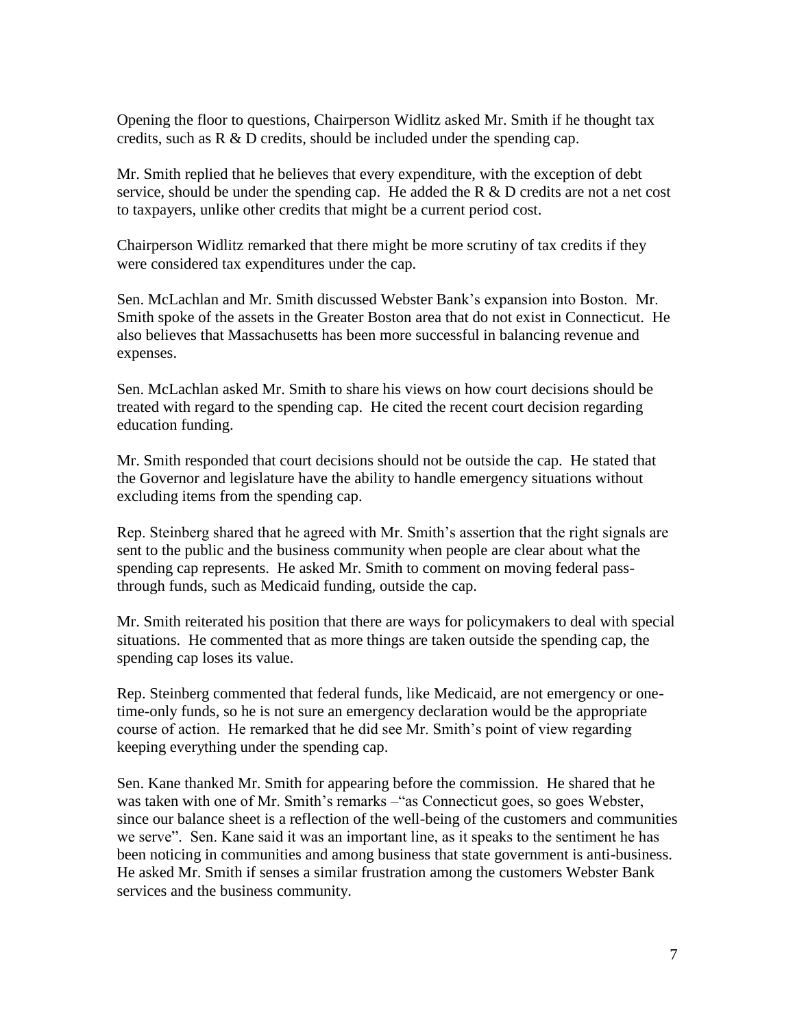Opening the floor to questions, Chairperson Widlitz asked Mr. Smith if he thought tax credits, such as R & D credits, should be included under the spending cap.

Mr. Smith replied that he believes that every expenditure, with the exception of debt service, should be under the spending cap. He added the R & D credits are not a net cost to taxpayers, unlike other credits that might be a current period cost.

Chairperson Widlitz remarked that there might be more scrutiny of tax credits if they were considered tax expenditures under the cap.

Sen. McLachlan and Mr. Smith discussed Webster Bank's expansion into Boston. Mr. Smith spoke of the assets in the Greater Boston area that do not exist in Connecticut. He also believes that Massachusetts has been more successful in balancing revenue and expenses.

Sen. McLachlan asked Mr. Smith to share his views on how court decisions should be treated with regard to the spending cap. He cited the recent court decision regarding education funding.

Mr. Smith responded that court decisions should not be outside the cap. He stated that the Governor and legislature have the ability to handle emergency situations without excluding items from the spending cap.

Rep. Steinberg shared that he agreed with Mr. Smith's assertion that the right signals are sent to the public and the business community when people are clear about what the spending cap represents. He asked Mr. Smith to comment on moving federal pass-through funds, such as Medicaid funding, outside the cap.

Mr. Smith reiterated his position that there are ways for policymakers to deal with special situations. He commented that as more things are taken outside the spending cap, the spending cap loses its value.

Rep. Steinberg commented that federal funds, like Medicaid, are not emergency or one-time-only funds, so he is not sure an emergency declaration would be the appropriate course of action. He remarked that he did see Mr. Smith's point of view regarding keeping everything under the spending cap.

Sen. Kane thanked Mr. Smith for appearing before the commission. He shared that he was taken with one of Mr. Smith's remarks –"as Connecticut goes, so goes Webster, since our balance sheet is a reflection of the well-being of the customers and communities we serve". Sen. Kane said it was an important line, as it speaks to the sentiment he has been noticing in communities and among business that state government is anti-business. He asked Mr. Smith if senses a similar frustration among the customers Webster Bank services and the business community.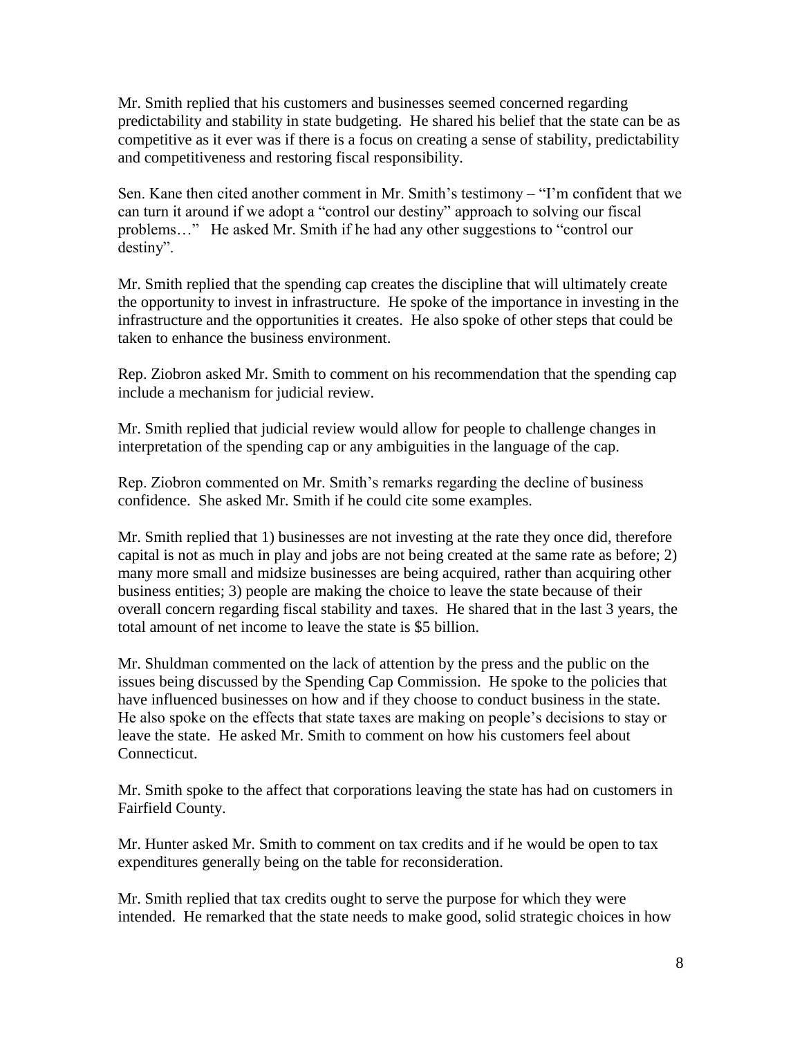Mr. Smith replied that his customers and businesses seemed concerned regarding predictability and stability in state budgeting. He shared his belief that the state can be as competitive as it ever was if there is a focus on creating a sense of stability, predictability and competitiveness and restoring fiscal responsibility.

Sen. Kane then cited another comment in Mr. Smith's testimony – "I'm confident that we can turn it around if we adopt a "control our destiny" approach to solving our fiscal problems…" He asked Mr. Smith if he had any other suggestions to "control our destiny".

Mr. Smith replied that the spending cap creates the discipline that will ultimately create the opportunity to invest in infrastructure. He spoke of the importance in investing in the infrastructure and the opportunities it creates. He also spoke of other steps that could be taken to enhance the business environment.

Rep. Ziobron asked Mr. Smith to comment on his recommendation that the spending cap include a mechanism for judicial review.

Mr. Smith replied that judicial review would allow for people to challenge changes in interpretation of the spending cap or any ambiguities in the language of the cap.

Rep. Ziobron commented on Mr. Smith's remarks regarding the decline of business confidence. She asked Mr. Smith if he could cite some examples.

Mr. Smith replied that 1) businesses are not investing at the rate they once did, therefore capital is not as much in play and jobs are not being created at the same rate as before; 2) many more small and midsize businesses are being acquired, rather than acquiring other business entities; 3) people are making the choice to leave the state because of their overall concern regarding fiscal stability and taxes. He shared that in the last 3 years, the total amount of net income to leave the state is $5 billion.

Mr. Shuldman commented on the lack of attention by the press and the public on the issues being discussed by the Spending Cap Commission. He spoke to the policies that have influenced businesses on how and if they choose to conduct business in the state. He also spoke on the effects that state taxes are making on people's decisions to stay or leave the state. He asked Mr. Smith to comment on how his customers feel about Connecticut.

Mr. Smith spoke to the affect that corporations leaving the state has had on customers in Fairfield County.

Mr. Hunter asked Mr. Smith to comment on tax credits and if he would be open to tax expenditures generally being on the table for reconsideration.

Mr. Smith replied that tax credits ought to serve the purpose for which they were intended. He remarked that the state needs to make good, solid strategic choices in how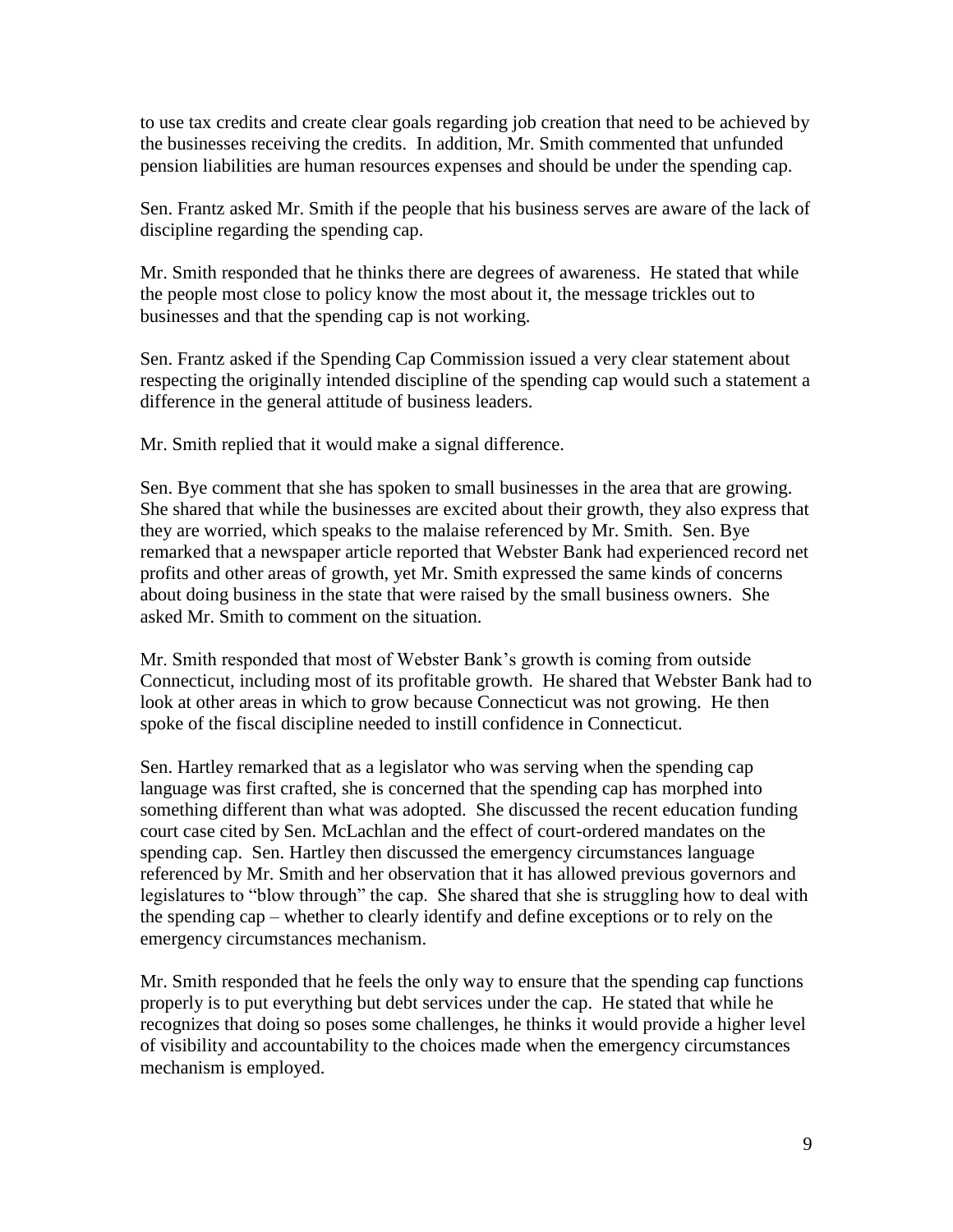to use tax credits and create clear goals regarding job creation that need to be achieved by the businesses receiving the credits. In addition, Mr. Smith commented that unfunded pension liabilities are human resources expenses and should be under the spending cap.

Sen. Frantz asked Mr. Smith if the people that his business serves are aware of the lack of discipline regarding the spending cap.

Mr. Smith responded that he thinks there are degrees of awareness. He stated that while the people most close to policy know the most about it, the message trickles out to businesses and that the spending cap is not working.

Sen. Frantz asked if the Spending Cap Commission issued a very clear statement about respecting the originally intended discipline of the spending cap would such a statement a difference in the general attitude of business leaders.

Mr. Smith replied that it would make a signal difference.

Sen. Bye comment that she has spoken to small businesses in the area that are growing. She shared that while the businesses are excited about their growth, they also express that they are worried, which speaks to the malaise referenced by Mr. Smith. Sen. Bye remarked that a newspaper article reported that Webster Bank had experienced record net profits and other areas of growth, yet Mr. Smith expressed the same kinds of concerns about doing business in the state that were raised by the small business owners. She asked Mr. Smith to comment on the situation.

Mr. Smith responded that most of Webster Bank's growth is coming from outside Connecticut, including most of its profitable growth. He shared that Webster Bank had to look at other areas in which to grow because Connecticut was not growing. He then spoke of the fiscal discipline needed to instill confidence in Connecticut.

Sen. Hartley remarked that as a legislator who was serving when the spending cap language was first crafted, she is concerned that the spending cap has morphed into something different than what was adopted. She discussed the recent education funding court case cited by Sen. McLachlan and the effect of court-ordered mandates on the spending cap. Sen. Hartley then discussed the emergency circumstances language referenced by Mr. Smith and her observation that it has allowed previous governors and legislatures to "blow through" the cap. She shared that she is struggling how to deal with the spending cap – whether to clearly identify and define exceptions or to rely on the emergency circumstances mechanism.

Mr. Smith responded that he feels the only way to ensure that the spending cap functions properly is to put everything but debt services under the cap. He stated that while he recognizes that doing so poses some challenges, he thinks it would provide a higher level of visibility and accountability to the choices made when the emergency circumstances mechanism is employed.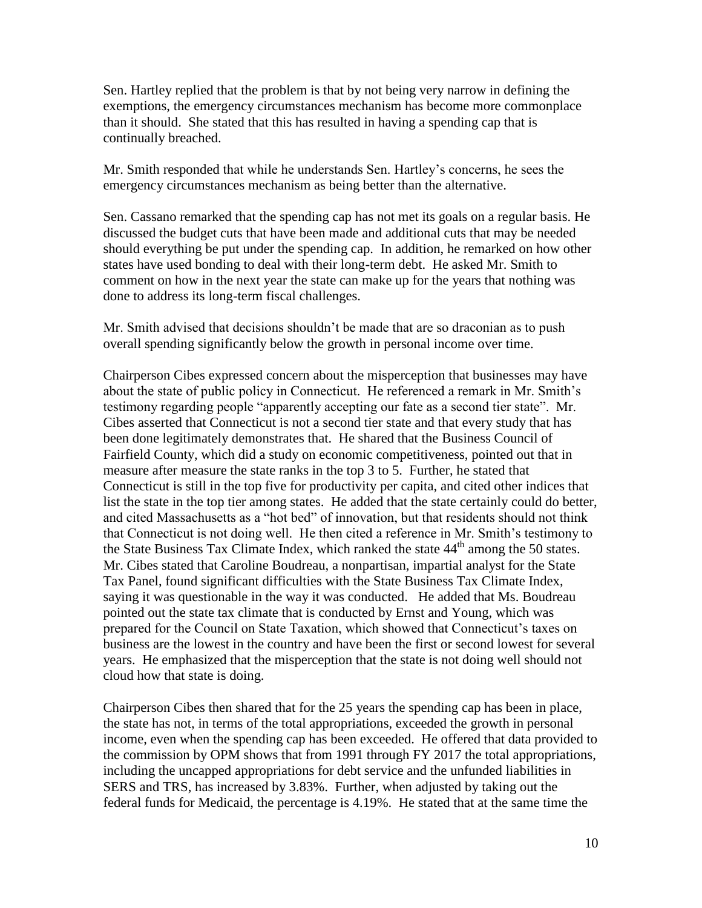Sen. Hartley replied that the problem is that by not being very narrow in defining the exemptions, the emergency circumstances mechanism has become more commonplace than it should. She stated that this has resulted in having a spending cap that is continually breached.

Mr. Smith responded that while he understands Sen. Hartley's concerns, he sees the emergency circumstances mechanism as being better than the alternative.

Sen. Cassano remarked that the spending cap has not met its goals on a regular basis. He discussed the budget cuts that have been made and additional cuts that may be needed should everything be put under the spending cap. In addition, he remarked on how other states have used bonding to deal with their long-term debt. He asked Mr. Smith to comment on how in the next year the state can make up for the years that nothing was done to address its long-term fiscal challenges.

Mr. Smith advised that decisions shouldn't be made that are so draconian as to push overall spending significantly below the growth in personal income over time.

Chairperson Cibes expressed concern about the misperception that businesses may have about the state of public policy in Connecticut. He referenced a remark in Mr. Smith's testimony regarding people "apparently accepting our fate as a second tier state". Mr. Cibes asserted that Connecticut is not a second tier state and that every study that has been done legitimately demonstrates that. He shared that the Business Council of Fairfield County, which did a study on economic competitiveness, pointed out that in measure after measure the state ranks in the top 3 to 5. Further, he stated that Connecticut is still in the top five for productivity per capita, and cited other indices that list the state in the top tier among states. He added that the state certainly could do better, and cited Massachusetts as a "hot bed" of innovation, but that residents should not think that Connecticut is not doing well. He then cited a reference in Mr. Smith's testimony to the State Business Tax Climate Index, which ranked the state 44th among the 50 states. Mr. Cibes stated that Caroline Boudreau, a nonpartisan, impartial analyst for the State Tax Panel, found significant difficulties with the State Business Tax Climate Index, saying it was questionable in the way it was conducted. He added that Ms. Boudreau pointed out the state tax climate that is conducted by Ernst and Young, which was prepared for the Council on State Taxation, which showed that Connecticut's taxes on business are the lowest in the country and have been the first or second lowest for several years. He emphasized that the misperception that the state is not doing well should not cloud how that state is doing.

Chairperson Cibes then shared that for the 25 years the spending cap has been in place, the state has not, in terms of the total appropriations, exceeded the growth in personal income, even when the spending cap has been exceeded. He offered that data provided to the commission by OPM shows that from 1991 through FY 2017 the total appropriations, including the uncapped appropriations for debt service and the unfunded liabilities in SERS and TRS, has increased by 3.83%. Further, when adjusted by taking out the federal funds for Medicaid, the percentage is 4.19%. He stated that at the same time the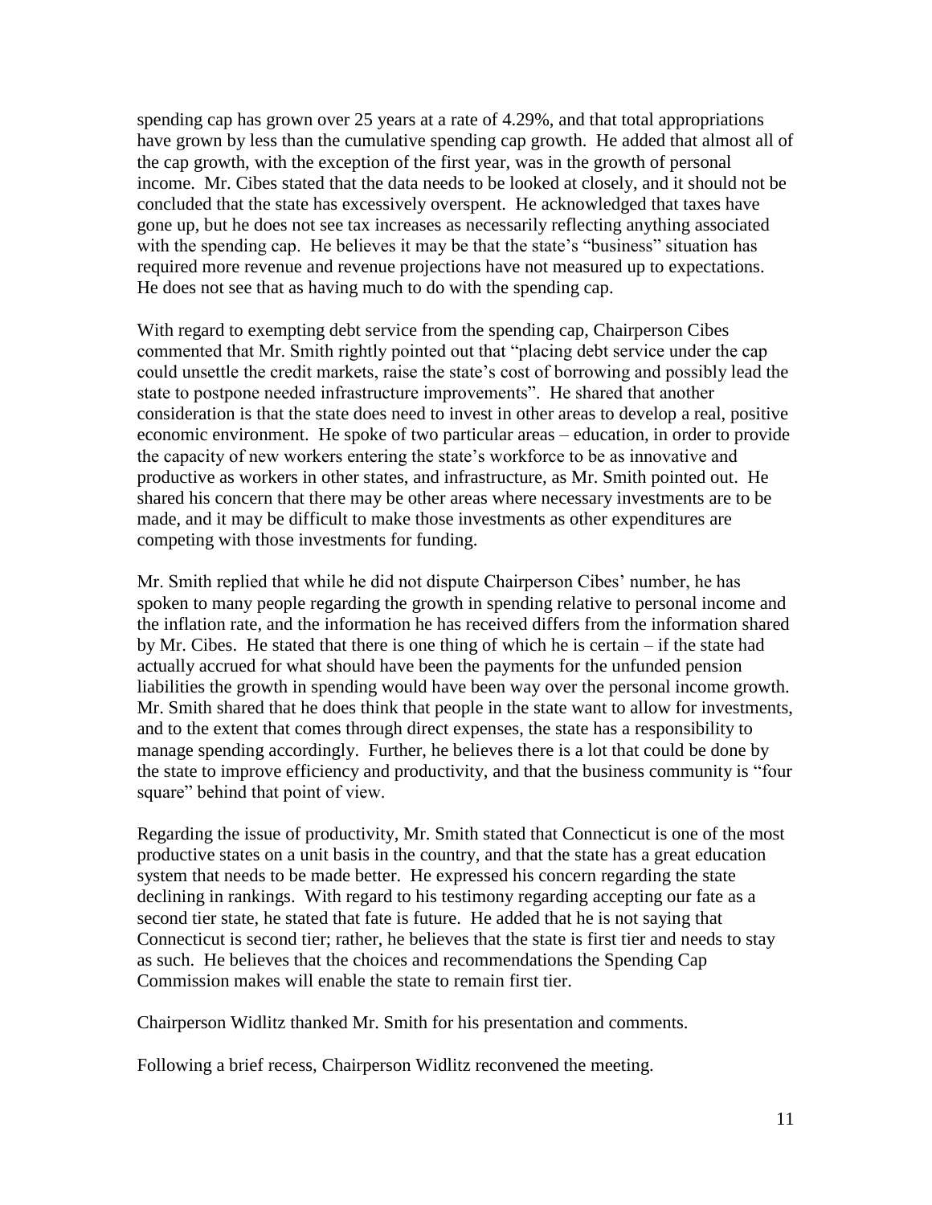spending cap has grown over 25 years at a rate of 4.29%, and that total appropriations have grown by less than the cumulative spending cap growth. He added that almost all of the cap growth, with the exception of the first year, was in the growth of personal income. Mr. Cibes stated that the data needs to be looked at closely, and it should not be concluded that the state has excessively overspent. He acknowledged that taxes have gone up, but he does not see tax increases as necessarily reflecting anything associated with the spending cap. He believes it may be that the state's "business" situation has required more revenue and revenue projections have not measured up to expectations. He does not see that as having much to do with the spending cap.

With regard to exempting debt service from the spending cap, Chairperson Cibes commented that Mr. Smith rightly pointed out that "placing debt service under the cap could unsettle the credit markets, raise the state's cost of borrowing and possibly lead the state to postpone needed infrastructure improvements". He shared that another consideration is that the state does need to invest in other areas to develop a real, positive economic environment. He spoke of two particular areas – education, in order to provide the capacity of new workers entering the state's workforce to be as innovative and productive as workers in other states, and infrastructure, as Mr. Smith pointed out. He shared his concern that there may be other areas where necessary investments are to be made, and it may be difficult to make those investments as other expenditures are competing with those investments for funding.

Mr. Smith replied that while he did not dispute Chairperson Cibes' number, he has spoken to many people regarding the growth in spending relative to personal income and the inflation rate, and the information he has received differs from the information shared by Mr. Cibes. He stated that there is one thing of which he is certain – if the state had actually accrued for what should have been the payments for the unfunded pension liabilities the growth in spending would have been way over the personal income growth. Mr. Smith shared that he does think that people in the state want to allow for investments, and to the extent that comes through direct expenses, the state has a responsibility to manage spending accordingly. Further, he believes there is a lot that could be done by the state to improve efficiency and productivity, and that the business community is "four square" behind that point of view.

Regarding the issue of productivity, Mr. Smith stated that Connecticut is one of the most productive states on a unit basis in the country, and that the state has a great education system that needs to be made better. He expressed his concern regarding the state declining in rankings. With regard to his testimony regarding accepting our fate as a second tier state, he stated that fate is future. He added that he is not saying that Connecticut is second tier; rather, he believes that the state is first tier and needs to stay as such. He believes that the choices and recommendations the Spending Cap Commission makes will enable the state to remain first tier.

Chairperson Widlitz thanked Mr. Smith for his presentation and comments.

Following a brief recess, Chairperson Widlitz reconvened the meeting.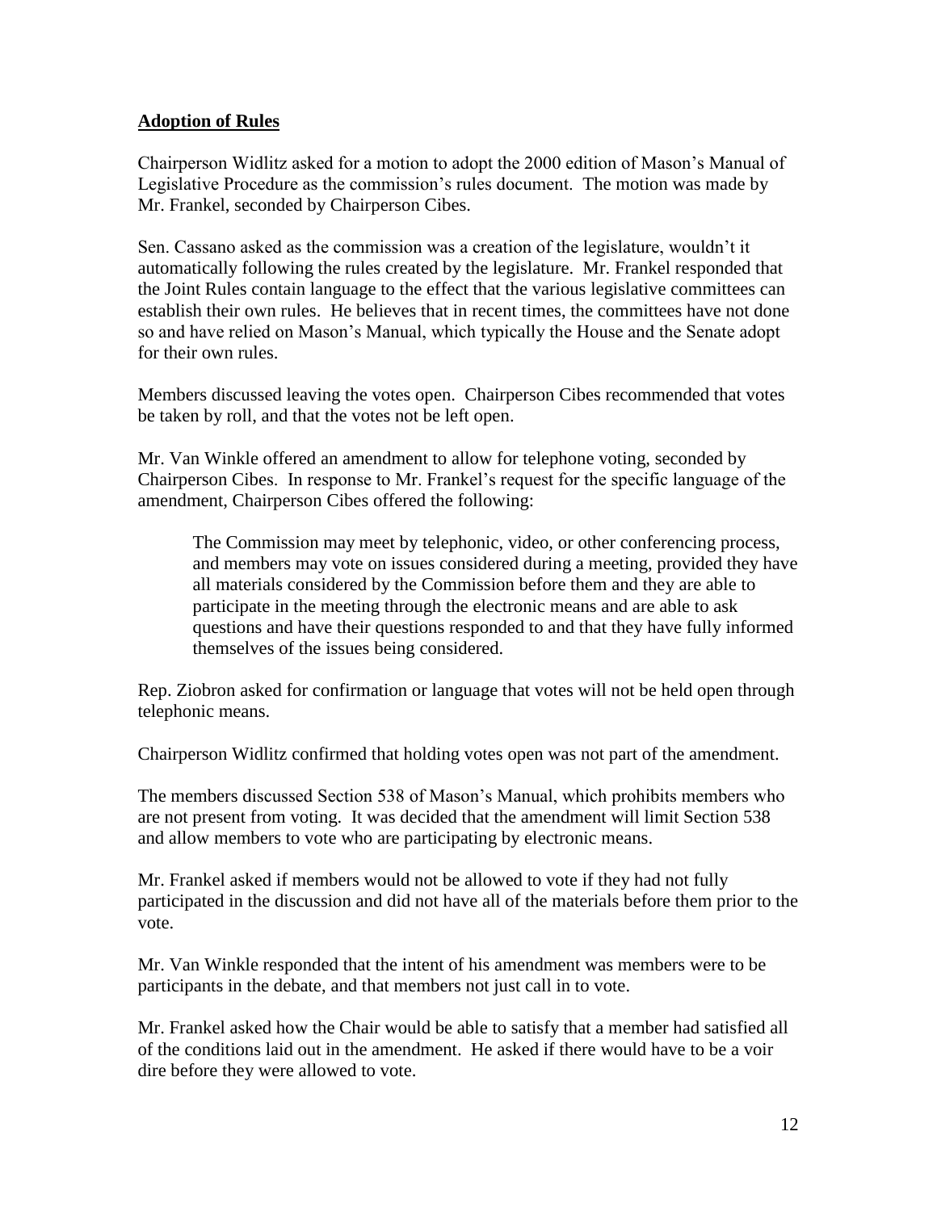## Adoption of Rules

Chairperson Widlitz asked for a motion to adopt the 2000 edition of Mason's Manual of Legislative Procedure as the commission's rules document. The motion was made by Mr. Frankel, seconded by Chairperson Cibes.

Sen. Cassano asked as the commission was a creation of the legislature, wouldn't it automatically following the rules created by the legislature. Mr. Frankel responded that the Joint Rules contain language to the effect that the various legislative committees can establish their own rules. He believes that in recent times, the committees have not done so and have relied on Mason's Manual, which typically the House and the Senate adopt for their own rules.

Members discussed leaving the votes open. Chairperson Cibes recommended that votes be taken by roll, and that the votes not be left open.

Mr. Van Winkle offered an amendment to allow for telephone voting, seconded by Chairperson Cibes. In response to Mr. Frankel's request for the specific language of the amendment, Chairperson Cibes offered the following:

> The Commission may meet by telephonic, video, or other conferencing process, and members may vote on issues considered during a meeting, provided they have all materials considered by the Commission before them and they are able to participate in the meeting through the electronic means and are able to ask questions and have their questions responded to and that they have fully informed themselves of the issues being considered.

Rep. Ziobron asked for confirmation or language that votes will not be held open through telephonic means.

Chairperson Widlitz confirmed that holding votes open was not part of the amendment.

The members discussed Section 538 of Mason's Manual, which prohibits members who are not present from voting. It was decided that the amendment will limit Section 538 and allow members to vote who are participating by electronic means.

Mr. Frankel asked if members would not be allowed to vote if they had not fully participated in the discussion and did not have all of the materials before them prior to the vote.

Mr. Van Winkle responded that the intent of his amendment was members were to be participants in the debate, and that members not just call in to vote.

Mr. Frankel asked how the Chair would be able to satisfy that a member had satisfied all of the conditions laid out in the amendment. He asked if there would have to be a voir dire before they were allowed to vote.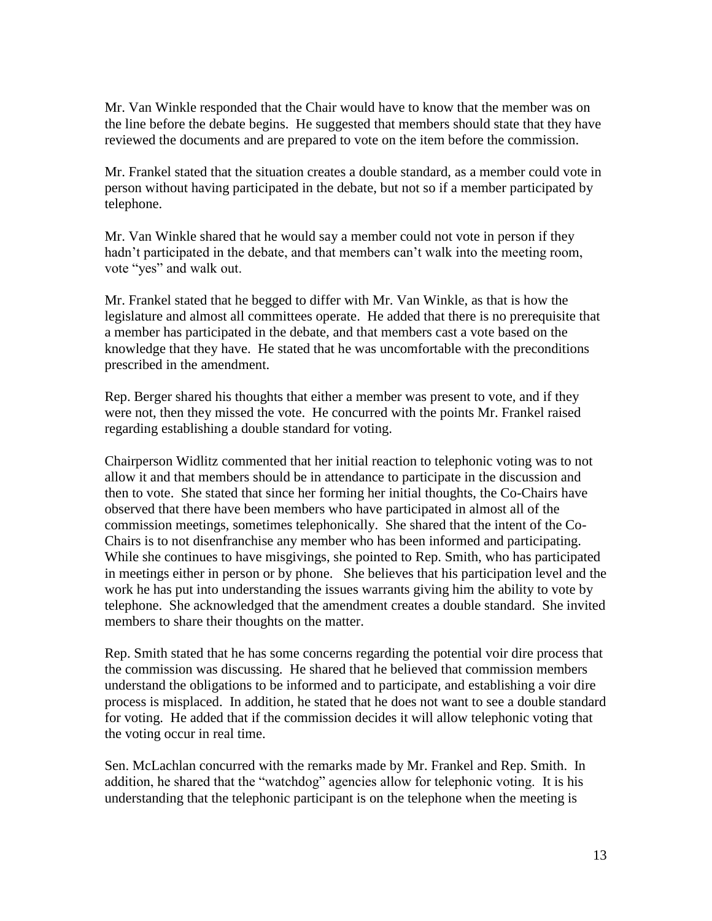Mr. Van Winkle responded that the Chair would have to know that the member was on the line before the debate begins. He suggested that members should state that they have reviewed the documents and are prepared to vote on the item before the commission.

Mr. Frankel stated that the situation creates a double standard, as a member could vote in person without having participated in the debate, but not so if a member participated by telephone.

Mr. Van Winkle shared that he would say a member could not vote in person if they hadn't participated in the debate, and that members can't walk into the meeting room, vote "yes" and walk out.

Mr. Frankel stated that he begged to differ with Mr. Van Winkle, as that is how the legislature and almost all committees operate. He added that there is no prerequisite that a member has participated in the debate, and that members cast a vote based on the knowledge that they have. He stated that he was uncomfortable with the preconditions prescribed in the amendment.

Rep. Berger shared his thoughts that either a member was present to vote, and if they were not, then they missed the vote. He concurred with the points Mr. Frankel raised regarding establishing a double standard for voting.

Chairperson Widlitz commented that her initial reaction to telephonic voting was to not allow it and that members should be in attendance to participate in the discussion and then to vote. She stated that since her forming her initial thoughts, the Co-Chairs have observed that there have been members who have participated in almost all of the commission meetings, sometimes telephonically. She shared that the intent of the Co-Chairs is to not disenfranchise any member who has been informed and participating. While she continues to have misgivings, she pointed to Rep. Smith, who has participated in meetings either in person or by phone. She believes that his participation level and the work he has put into understanding the issues warrants giving him the ability to vote by telephone. She acknowledged that the amendment creates a double standard. She invited members to share their thoughts on the matter.

Rep. Smith stated that he has some concerns regarding the potential voir dire process that the commission was discussing. He shared that he believed that commission members understand the obligations to be informed and to participate, and establishing a voir dire process is misplaced. In addition, he stated that he does not want to see a double standard for voting. He added that if the commission decides it will allow telephonic voting that the voting occur in real time.

Sen. McLachlan concurred with the remarks made by Mr. Frankel and Rep. Smith. In addition, he shared that the "watchdog" agencies allow for telephonic voting. It is his understanding that the telephonic participant is on the telephone when the meeting is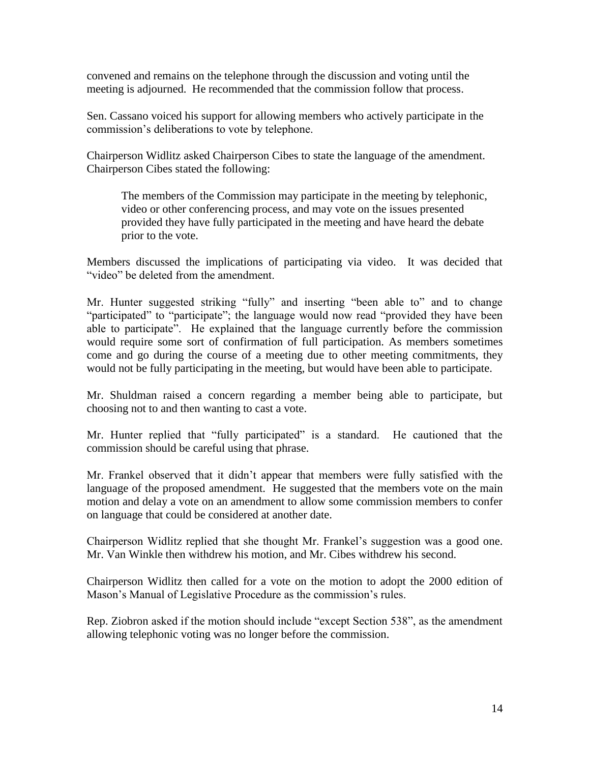convened and remains on the telephone through the discussion and voting until the meeting is adjourned. He recommended that the commission follow that process.

Sen. Cassano voiced his support for allowing members who actively participate in the commission's deliberations to vote by telephone.

Chairperson Widlitz asked Chairperson Cibes to state the language of the amendment. Chairperson Cibes stated the following:

> The members of the Commission may participate in the meeting by telephonic, video or other conferencing process, and may vote on the issues presented provided they have fully participated in the meeting and have heard the debate prior to the vote.

Members discussed the implications of participating via video. It was decided that "video" be deleted from the amendment.

Mr. Hunter suggested striking "fully" and inserting "been able to" and to change "participated" to "participate"; the language would now read "provided they have been able to participate". He explained that the language currently before the commission would require some sort of confirmation of full participation. As members sometimes come and go during the course of a meeting due to other meeting commitments, they would not be fully participating in the meeting, but would have been able to participate.

Mr. Shuldman raised a concern regarding a member being able to participate, but choosing not to and then wanting to cast a vote.

Mr. Hunter replied that "fully participated" is a standard. He cautioned that the commission should be careful using that phrase.

Mr. Frankel observed that it didn't appear that members were fully satisfied with the language of the proposed amendment. He suggested that the members vote on the main motion and delay a vote on an amendment to allow some commission members to confer on language that could be considered at another date.

Chairperson Widlitz replied that she thought Mr. Frankel's suggestion was a good one. Mr. Van Winkle then withdrew his motion, and Mr. Cibes withdrew his second.

Chairperson Widlitz then called for a vote on the motion to adopt the 2000 edition of Mason's Manual of Legislative Procedure as the commission's rules.

Rep. Ziobron asked if the motion should include "except Section 538", as the amendment allowing telephonic voting was no longer before the commission.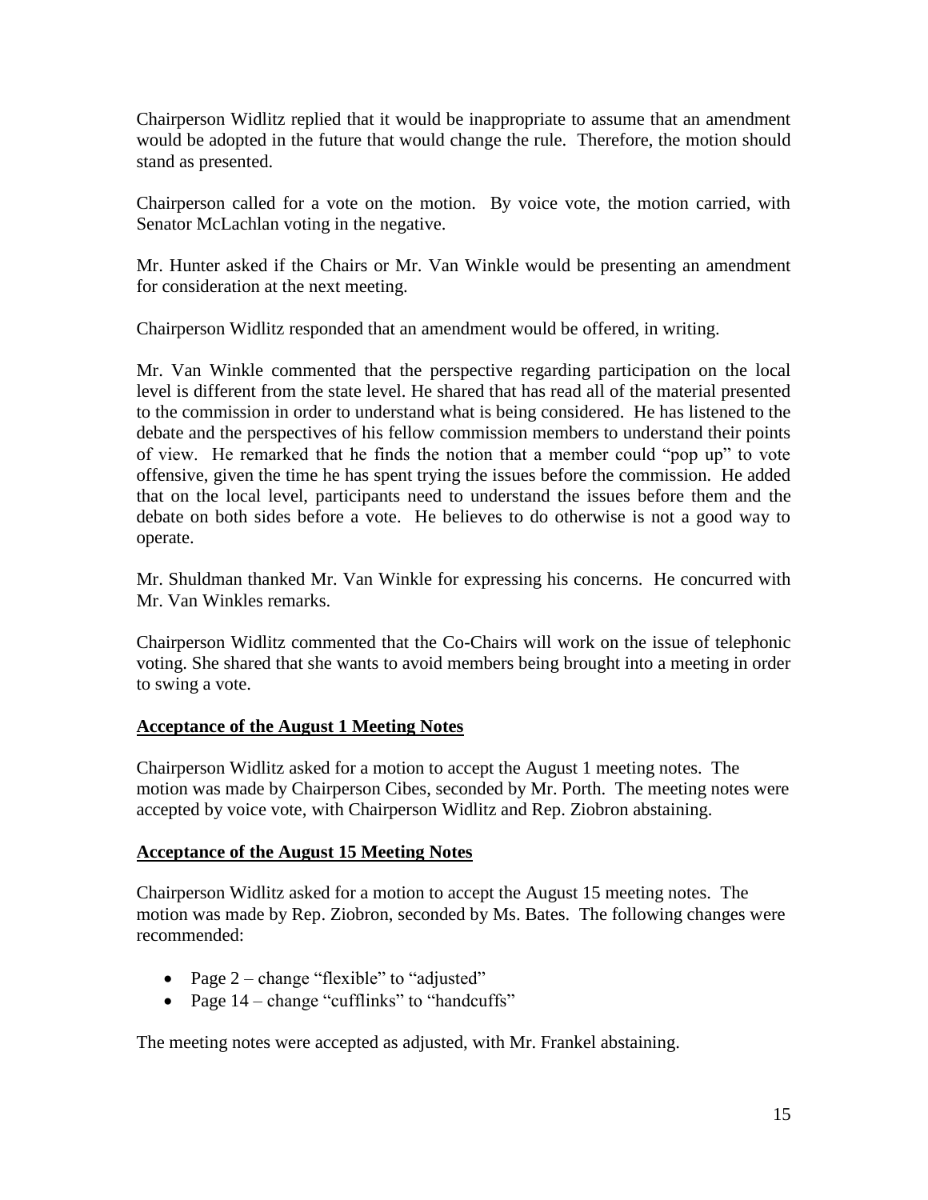Chairperson Widlitz replied that it would be inappropriate to assume that an amendment would be adopted in the future that would change the rule. Therefore, the motion should stand as presented.

Chairperson called for a vote on the motion. By voice vote, the motion carried, with Senator McLachlan voting in the negative.

Mr. Hunter asked if the Chairs or Mr. Van Winkle would be presenting an amendment for consideration at the next meeting.

Chairperson Widlitz responded that an amendment would be offered, in writing.

Mr. Van Winkle commented that the perspective regarding participation on the local level is different from the state level. He shared that has read all of the material presented to the commission in order to understand what is being considered. He has listened to the debate and the perspectives of his fellow commission members to understand their points of view. He remarked that he finds the notion that a member could "pop up" to vote offensive, given the time he has spent trying the issues before the commission. He added that on the local level, participants need to understand the issues before them and the debate on both sides before a vote. He believes to do otherwise is not a good way to operate.

Mr. Shuldman thanked Mr. Van Winkle for expressing his concerns. He concurred with Mr. Van Winkles remarks.

Chairperson Widlitz commented that the Co-Chairs will work on the issue of telephonic voting. She shared that she wants to avoid members being brought into a meeting in order to swing a vote.

**Acceptance of the August 1 Meeting Notes**

Chairperson Widlitz asked for a motion to accept the August 1 meeting notes. The motion was made by Chairperson Cibes, seconded by Mr. Porth. The meeting notes were accepted by voice vote, with Chairperson Widlitz and Rep. Ziobron abstaining.

**Acceptance of the August 15 Meeting Notes**

Chairperson Widlitz asked for a motion to accept the August 15 meeting notes. The motion was made by Rep. Ziobron, seconded by Ms. Bates. The following changes were recommended:

- Page 2 – change "flexible" to "adjusted"
- Page 14 – change "cufflinks" to "handcuffs"

The meeting notes were accepted as adjusted, with Mr. Frankel abstaining.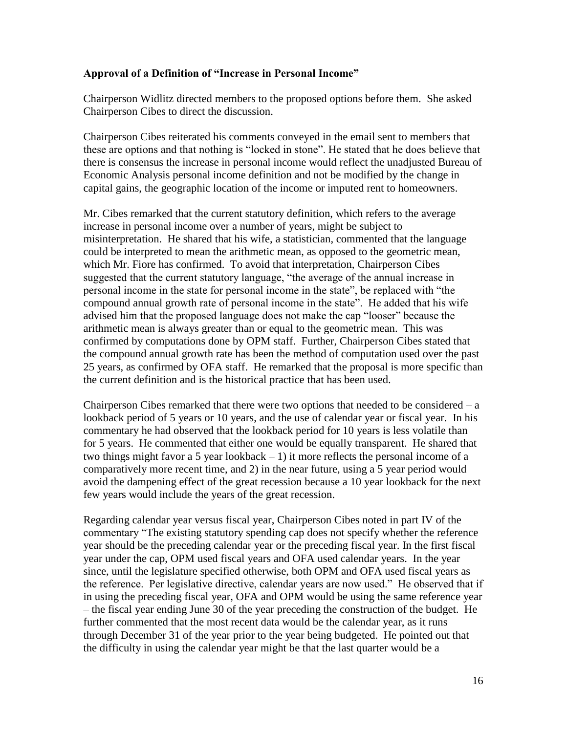**Approval of a Definition of "Increase in Personal Income"**

Chairperson Widlitz directed members to the proposed options before them. She asked Chairperson Cibes to direct the discussion.

Chairperson Cibes reiterated his comments conveyed in the email sent to members that these are options and that nothing is "locked in stone". He stated that he does believe that there is consensus the increase in personal income would reflect the unadjusted Bureau of Economic Analysis personal income definition and not be modified by the change in capital gains, the geographic location of the income or imputed rent to homeowners.

Mr. Cibes remarked that the current statutory definition, which refers to the average increase in personal income over a number of years, might be subject to misinterpretation. He shared that his wife, a statistician, commented that the language could be interpreted to mean the arithmetic mean, as opposed to the geometric mean, which Mr. Fiore has confirmed. To avoid that interpretation, Chairperson Cibes suggested that the current statutory language, "the average of the annual increase in personal income in the state for personal income in the state", be replaced with "the compound annual growth rate of personal income in the state". He added that his wife advised him that the proposed language does not make the cap "looser" because the arithmetic mean is always greater than or equal to the geometric mean. This was confirmed by computations done by OPM staff. Further, Chairperson Cibes stated that the compound annual growth rate has been the method of computation used over the past 25 years, as confirmed by OFA staff. He remarked that the proposal is more specific than the current definition and is the historical practice that has been used.

Chairperson Cibes remarked that there were two options that needed to be considered – a lookback period of 5 years or 10 years, and the use of calendar year or fiscal year. In his commentary he had observed that the lookback period for 10 years is less volatile than for 5 years. He commented that either one would be equally transparent. He shared that two things might favor a 5 year lookback – 1) it more reflects the personal income of a comparatively more recent time, and 2) in the near future, using a 5 year period would avoid the dampening effect of the great recession because a 10 year lookback for the next few years would include the years of the great recession.

Regarding calendar year versus fiscal year, Chairperson Cibes noted in part IV of the commentary "The existing statutory spending cap does not specify whether the reference year should be the preceding calendar year or the preceding fiscal year. In the first fiscal year under the cap, OPM used fiscal years and OFA used calendar years. In the year since, until the legislature specified otherwise, both OPM and OFA used fiscal years as the reference. Per legislative directive, calendar years are now used." He observed that if in using the preceding fiscal year, OFA and OPM would be using the same reference year – the fiscal year ending June 30 of the year preceding the construction of the budget. He further commented that the most recent data would be the calendar year, as it runs through December 31 of the year prior to the year being budgeted. He pointed out that the difficulty in using the calendar year might be that the last quarter would be a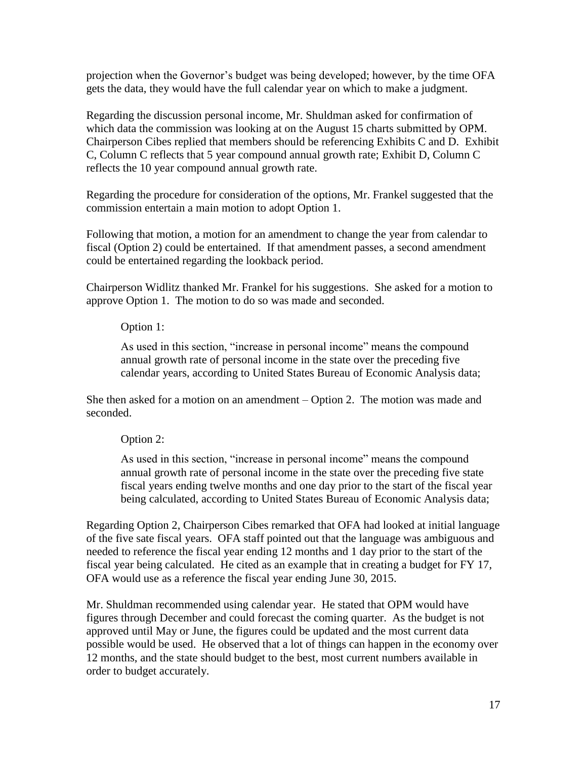projection when the Governor's budget was being developed; however, by the time OFA gets the data, they would have the full calendar year on which to make a judgment.

Regarding the discussion personal income, Mr. Shuldman asked for confirmation of which data the commission was looking at on the August 15 charts submitted by OPM. Chairperson Cibes replied that members should be referencing Exhibits C and D. Exhibit C, Column C reflects that 5 year compound annual growth rate; Exhibit D, Column C reflects the 10 year compound annual growth rate.

Regarding the procedure for consideration of the options, Mr. Frankel suggested that the commission entertain a main motion to adopt Option 1.

Following that motion, a motion for an amendment to change the year from calendar to fiscal (Option 2) could be entertained. If that amendment passes, a second amendment could be entertained regarding the lookback period.

Chairperson Widlitz thanked Mr. Frankel for his suggestions. She asked for a motion to approve Option 1. The motion to do so was made and seconded.

> Option 1:
>
> As used in this section, "increase in personal income" means the compound annual growth rate of personal income in the state over the preceding five calendar years, according to United States Bureau of Economic Analysis data;

She then asked for a motion on an amendment – Option 2. The motion was made and seconded.

> Option 2:
>
> As used in this section, "increase in personal income" means the compound annual growth rate of personal income in the state over the preceding five state fiscal years ending twelve months and one day prior to the start of the fiscal year being calculated, according to United States Bureau of Economic Analysis data;

Regarding Option 2, Chairperson Cibes remarked that OFA had looked at initial language of the five sate fiscal years. OFA staff pointed out that the language was ambiguous and needed to reference the fiscal year ending 12 months and 1 day prior to the start of the fiscal year being calculated. He cited as an example that in creating a budget for FY 17, OFA would use as a reference the fiscal year ending June 30, 2015.

Mr. Shuldman recommended using calendar year. He stated that OPM would have figures through December and could forecast the coming quarter. As the budget is not approved until May or June, the figures could be updated and the most current data possible would be used. He observed that a lot of things can happen in the economy over 12 months, and the state should budget to the best, most current numbers available in order to budget accurately.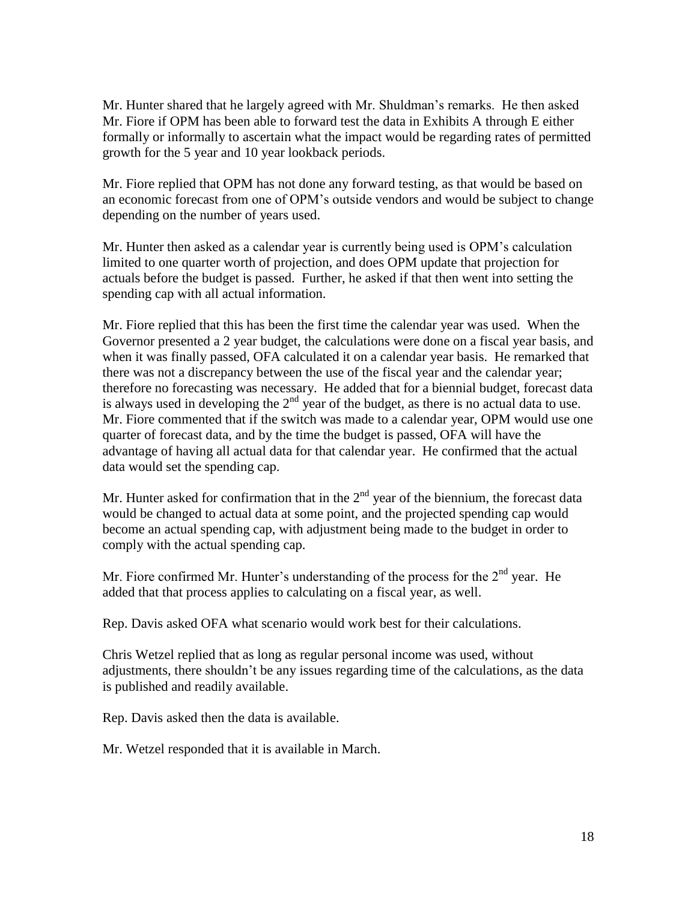Mr. Hunter shared that he largely agreed with Mr. Shuldman's remarks. He then asked Mr. Fiore if OPM has been able to forward test the data in Exhibits A through E either formally or informally to ascertain what the impact would be regarding rates of permitted growth for the 5 year and 10 year lookback periods.

Mr. Fiore replied that OPM has not done any forward testing, as that would be based on an economic forecast from one of OPM's outside vendors and would be subject to change depending on the number of years used.

Mr. Hunter then asked as a calendar year is currently being used is OPM's calculation limited to one quarter worth of projection, and does OPM update that projection for actuals before the budget is passed. Further, he asked if that then went into setting the spending cap with all actual information.

Mr. Fiore replied that this has been the first time the calendar year was used. When the Governor presented a 2 year budget, the calculations were done on a fiscal year basis, and when it was finally passed, OFA calculated it on a calendar year basis. He remarked that there was not a discrepancy between the use of the fiscal year and the calendar year; therefore no forecasting was necessary. He added that for a biennial budget, forecast data is always used in developing the 2nd year of the budget, as there is no actual data to use. Mr. Fiore commented that if the switch was made to a calendar year, OPM would use one quarter of forecast data, and by the time the budget is passed, OFA will have the advantage of having all actual data for that calendar year. He confirmed that the actual data would set the spending cap.

Mr. Hunter asked for confirmation that in the 2nd year of the biennium, the forecast data would be changed to actual data at some point, and the projected spending cap would become an actual spending cap, with adjustment being made to the budget in order to comply with the actual spending cap.

Mr. Fiore confirmed Mr. Hunter's understanding of the process for the 2nd year. He added that that process applies to calculating on a fiscal year, as well.

Rep. Davis asked OFA what scenario would work best for their calculations.

Chris Wetzel replied that as long as regular personal income was used, without adjustments, there shouldn't be any issues regarding time of the calculations, as the data is published and readily available.

Rep. Davis asked then the data is available.

Mr. Wetzel responded that it is available in March.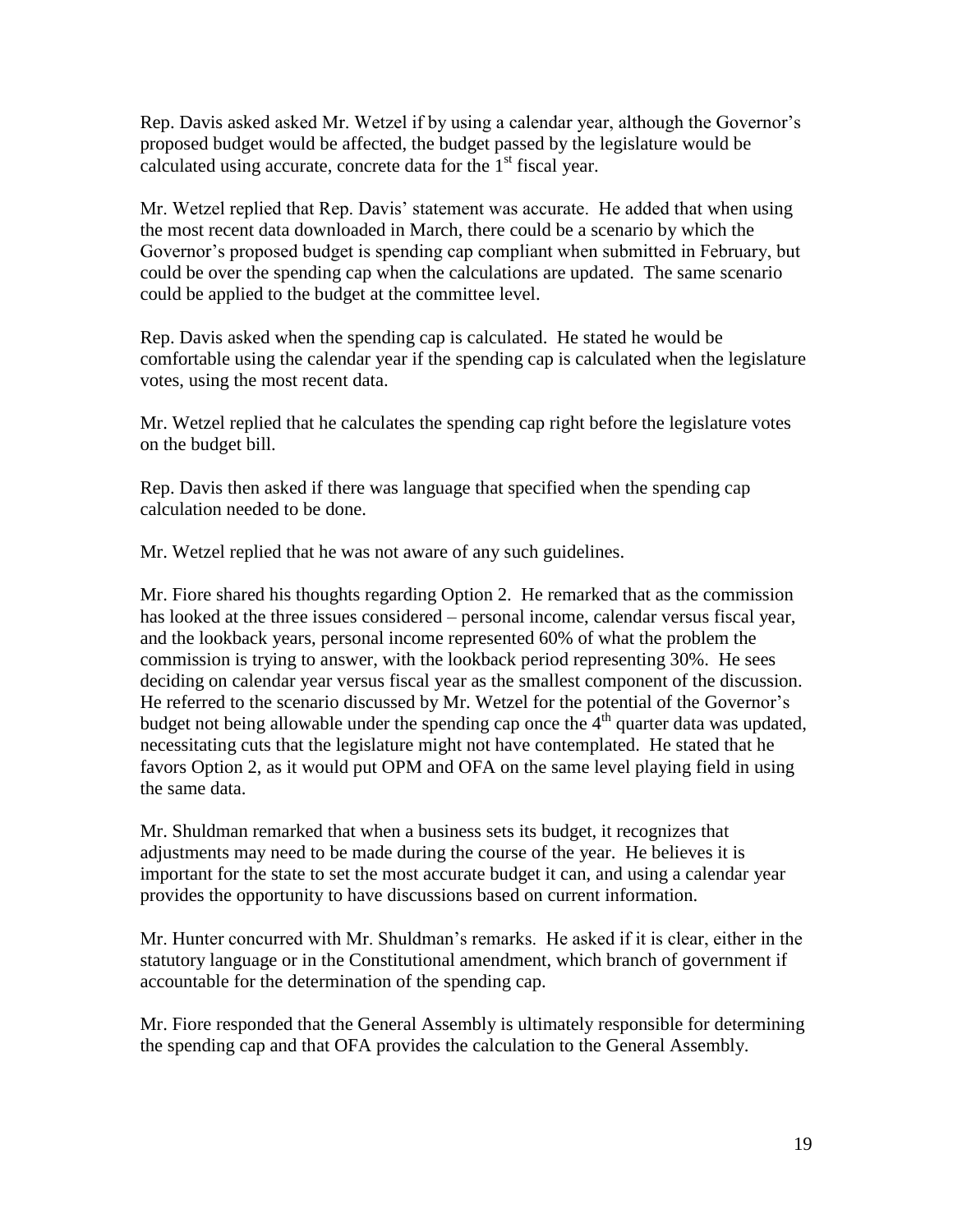Rep. Davis asked asked Mr. Wetzel if by using a calendar year, although the Governor's proposed budget would be affected, the budget passed by the legislature would be calculated using accurate, concrete data for the 1st fiscal year.

Mr. Wetzel replied that Rep. Davis' statement was accurate. He added that when using the most recent data downloaded in March, there could be a scenario by which the Governor's proposed budget is spending cap compliant when submitted in February, but could be over the spending cap when the calculations are updated. The same scenario could be applied to the budget at the committee level.

Rep. Davis asked when the spending cap is calculated. He stated he would be comfortable using the calendar year if the spending cap is calculated when the legislature votes, using the most recent data.

Mr. Wetzel replied that he calculates the spending cap right before the legislature votes on the budget bill.

Rep. Davis then asked if there was language that specified when the spending cap calculation needed to be done.

Mr. Wetzel replied that he was not aware of any such guidelines.

Mr. Fiore shared his thoughts regarding Option 2. He remarked that as the commission has looked at the three issues considered – personal income, calendar versus fiscal year, and the lookback years, personal income represented 60% of what the problem the commission is trying to answer, with the lookback period representing 30%. He sees deciding on calendar year versus fiscal year as the smallest component of the discussion. He referred to the scenario discussed by Mr. Wetzel for the potential of the Governor's budget not being allowable under the spending cap once the 4th quarter data was updated, necessitating cuts that the legislature might not have contemplated. He stated that he favors Option 2, as it would put OPM and OFA on the same level playing field in using the same data.

Mr. Shuldman remarked that when a business sets its budget, it recognizes that adjustments may need to be made during the course of the year. He believes it is important for the state to set the most accurate budget it can, and using a calendar year provides the opportunity to have discussions based on current information.

Mr. Hunter concurred with Mr. Shuldman's remarks. He asked if it is clear, either in the statutory language or in the Constitutional amendment, which branch of government if accountable for the determination of the spending cap.

Mr. Fiore responded that the General Assembly is ultimately responsible for determining the spending cap and that OFA provides the calculation to the General Assembly.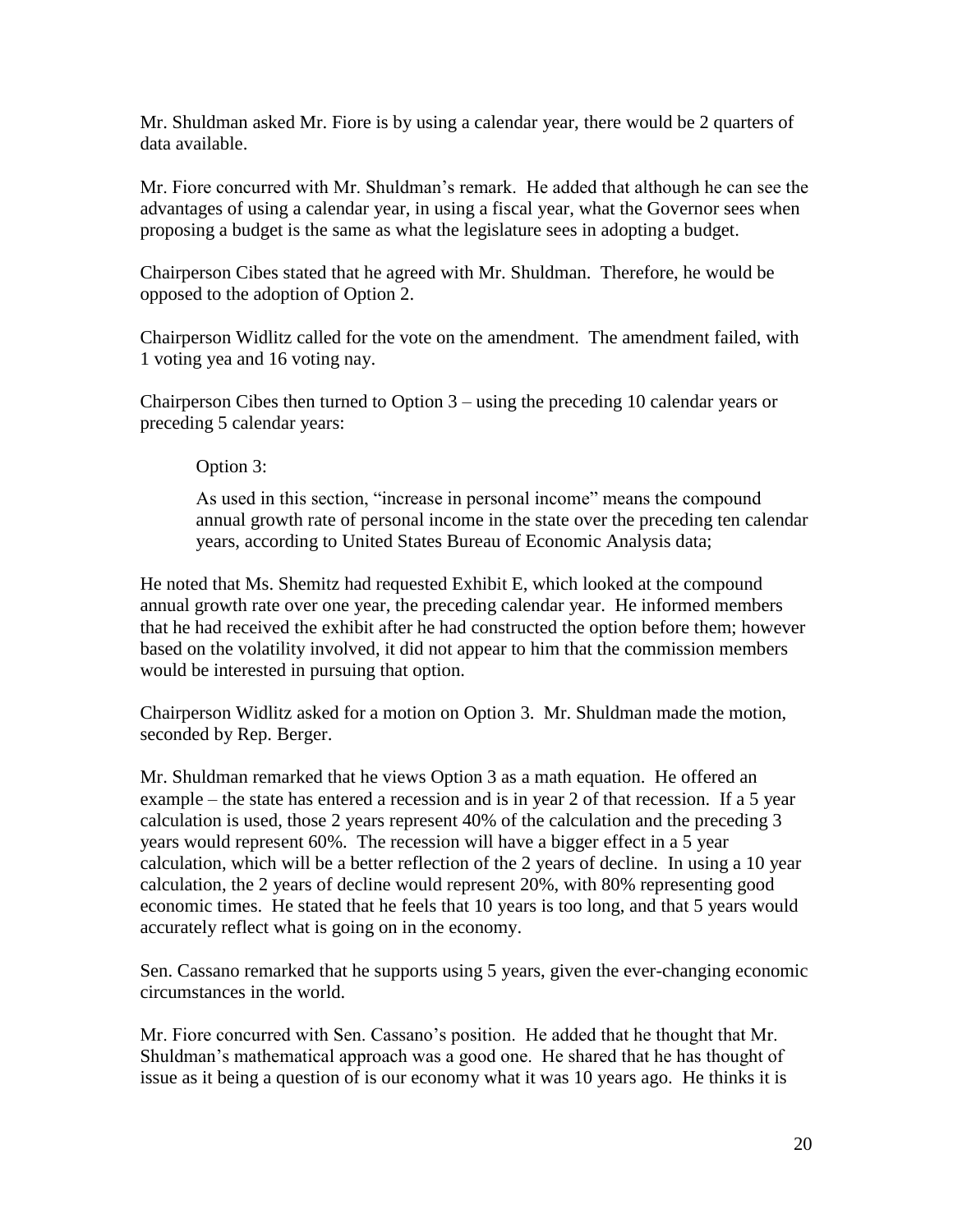Mr. Shuldman asked Mr. Fiore is by using a calendar year, there would be 2 quarters of data available.

Mr. Fiore concurred with Mr. Shuldman's remark. He added that although he can see the advantages of using a calendar year, in using a fiscal year, what the Governor sees when proposing a budget is the same as what the legislature sees in adopting a budget.

Chairperson Cibes stated that he agreed with Mr. Shuldman. Therefore, he would be opposed to the adoption of Option 2.

Chairperson Widlitz called for the vote on the amendment. The amendment failed, with 1 voting yea and 16 voting nay.

Chairperson Cibes then turned to Option 3 – using the preceding 10 calendar years or preceding 5 calendar years:

> Option 3:
>
> As used in this section, "increase in personal income" means the compound annual growth rate of personal income in the state over the preceding ten calendar years, according to United States Bureau of Economic Analysis data;

He noted that Ms. Shemitz had requested Exhibit E, which looked at the compound annual growth rate over one year, the preceding calendar year. He informed members that he had received the exhibit after he had constructed the option before them; however based on the volatility involved, it did not appear to him that the commission members would be interested in pursuing that option.

Chairperson Widlitz asked for a motion on Option 3. Mr. Shuldman made the motion, seconded by Rep. Berger.

Mr. Shuldman remarked that he views Option 3 as a math equation. He offered an example – the state has entered a recession and is in year 2 of that recession. If a 5 year calculation is used, those 2 years represent 40% of the calculation and the preceding 3 years would represent 60%. The recession will have a bigger effect in a 5 year calculation, which will be a better reflection of the 2 years of decline. In using a 10 year calculation, the 2 years of decline would represent 20%, with 80% representing good economic times. He stated that he feels that 10 years is too long, and that 5 years would accurately reflect what is going on in the economy.

Sen. Cassano remarked that he supports using 5 years, given the ever-changing economic circumstances in the world.

Mr. Fiore concurred with Sen. Cassano's position. He added that he thought that Mr. Shuldman's mathematical approach was a good one. He shared that he has thought of issue as it being a question of is our economy what it was 10 years ago. He thinks it is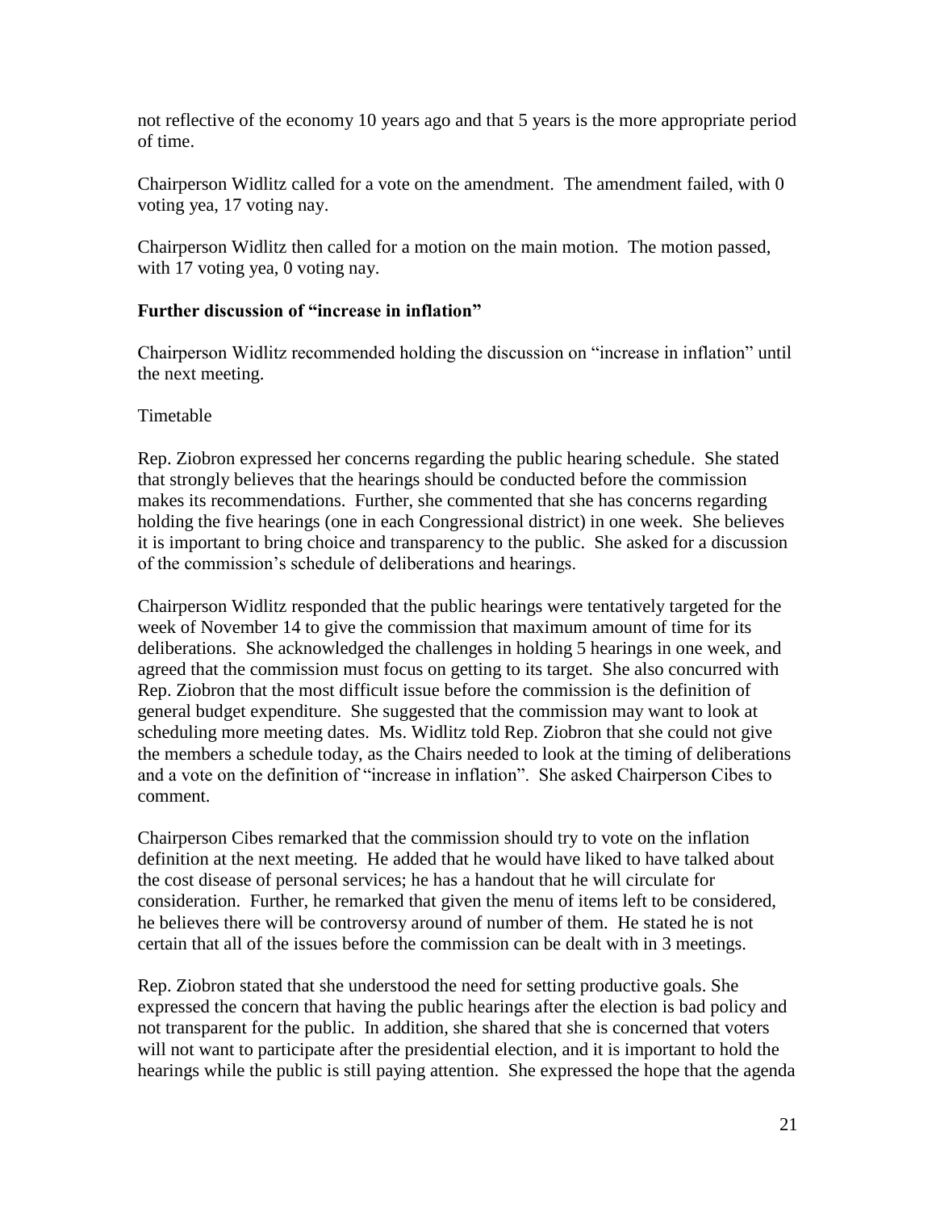not reflective of the economy 10 years ago and that 5 years is the more appropriate period of time.

Chairperson Widlitz called for a vote on the amendment. The amendment failed, with 0 voting yea, 17 voting nay.

Chairperson Widlitz then called for a motion on the main motion. The motion passed, with 17 voting yea, 0 voting nay.

**Further discussion of "increase in inflation"**

Chairperson Widlitz recommended holding the discussion on "increase in inflation" until the next meeting.

Timetable

Rep. Ziobron expressed her concerns regarding the public hearing schedule. She stated that strongly believes that the hearings should be conducted before the commission makes its recommendations. Further, she commented that she has concerns regarding holding the five hearings (one in each Congressional district) in one week. She believes it is important to bring choice and transparency to the public. She asked for a discussion of the commission's schedule of deliberations and hearings.

Chairperson Widlitz responded that the public hearings were tentatively targeted for the week of November 14 to give the commission that maximum amount of time for its deliberations. She acknowledged the challenges in holding 5 hearings in one week, and agreed that the commission must focus on getting to its target. She also concurred with Rep. Ziobron that the most difficult issue before the commission is the definition of general budget expenditure. She suggested that the commission may want to look at scheduling more meeting dates. Ms. Widlitz told Rep. Ziobron that she could not give the members a schedule today, as the Chairs needed to look at the timing of deliberations and a vote on the definition of "increase in inflation". She asked Chairperson Cibes to comment.

Chairperson Cibes remarked that the commission should try to vote on the inflation definition at the next meeting. He added that he would have liked to have talked about the cost disease of personal services; he has a handout that he will circulate for consideration. Further, he remarked that given the menu of items left to be considered, he believes there will be controversy around of number of them. He stated he is not certain that all of the issues before the commission can be dealt with in 3 meetings.

Rep. Ziobron stated that she understood the need for setting productive goals. She expressed the concern that having the public hearings after the election is bad policy and not transparent for the public. In addition, she shared that she is concerned that voters will not want to participate after the presidential election, and it is important to hold the hearings while the public is still paying attention. She expressed the hope that the agenda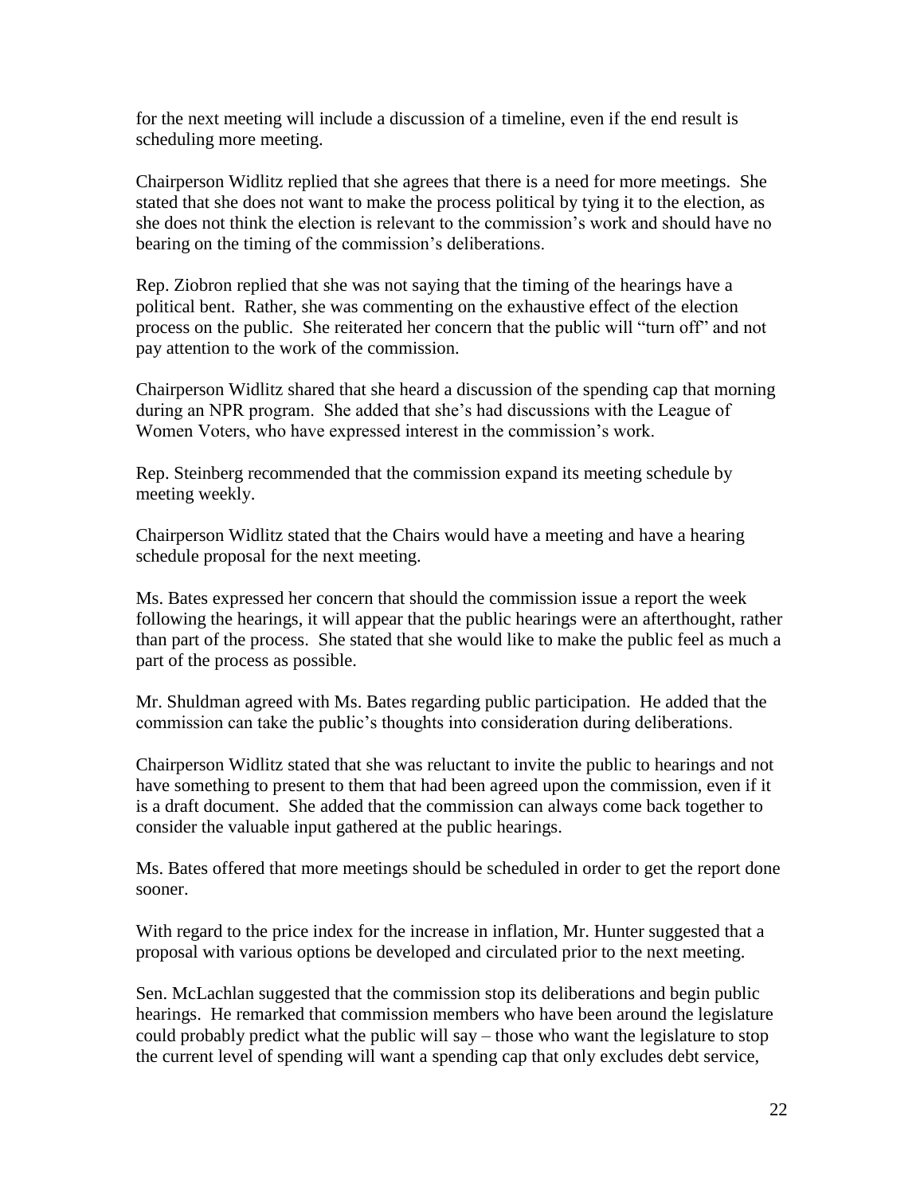for the next meeting will include a discussion of a timeline, even if the end result is scheduling more meeting.

Chairperson Widlitz replied that she agrees that there is a need for more meetings. She stated that she does not want to make the process political by tying it to the election, as she does not think the election is relevant to the commission's work and should have no bearing on the timing of the commission's deliberations.

Rep. Ziobron replied that she was not saying that the timing of the hearings have a political bent. Rather, she was commenting on the exhaustive effect of the election process on the public. She reiterated her concern that the public will "turn off" and not pay attention to the work of the commission.

Chairperson Widlitz shared that she heard a discussion of the spending cap that morning during an NPR program. She added that she's had discussions with the League of Women Voters, who have expressed interest in the commission's work.

Rep. Steinberg recommended that the commission expand its meeting schedule by meeting weekly.

Chairperson Widlitz stated that the Chairs would have a meeting and have a hearing schedule proposal for the next meeting.

Ms. Bates expressed her concern that should the commission issue a report the week following the hearings, it will appear that the public hearings were an afterthought, rather than part of the process. She stated that she would like to make the public feel as much a part of the process as possible.

Mr. Shuldman agreed with Ms. Bates regarding public participation. He added that the commission can take the public's thoughts into consideration during deliberations.

Chairperson Widlitz stated that she was reluctant to invite the public to hearings and not have something to present to them that had been agreed upon the commission, even if it is a draft document. She added that the commission can always come back together to consider the valuable input gathered at the public hearings.

Ms. Bates offered that more meetings should be scheduled in order to get the report done sooner.

With regard to the price index for the increase in inflation, Mr. Hunter suggested that a proposal with various options be developed and circulated prior to the next meeting.

Sen. McLachlan suggested that the commission stop its deliberations and begin public hearings. He remarked that commission members who have been around the legislature could probably predict what the public will say – those who want the legislature to stop the current level of spending will want a spending cap that only excludes debt service,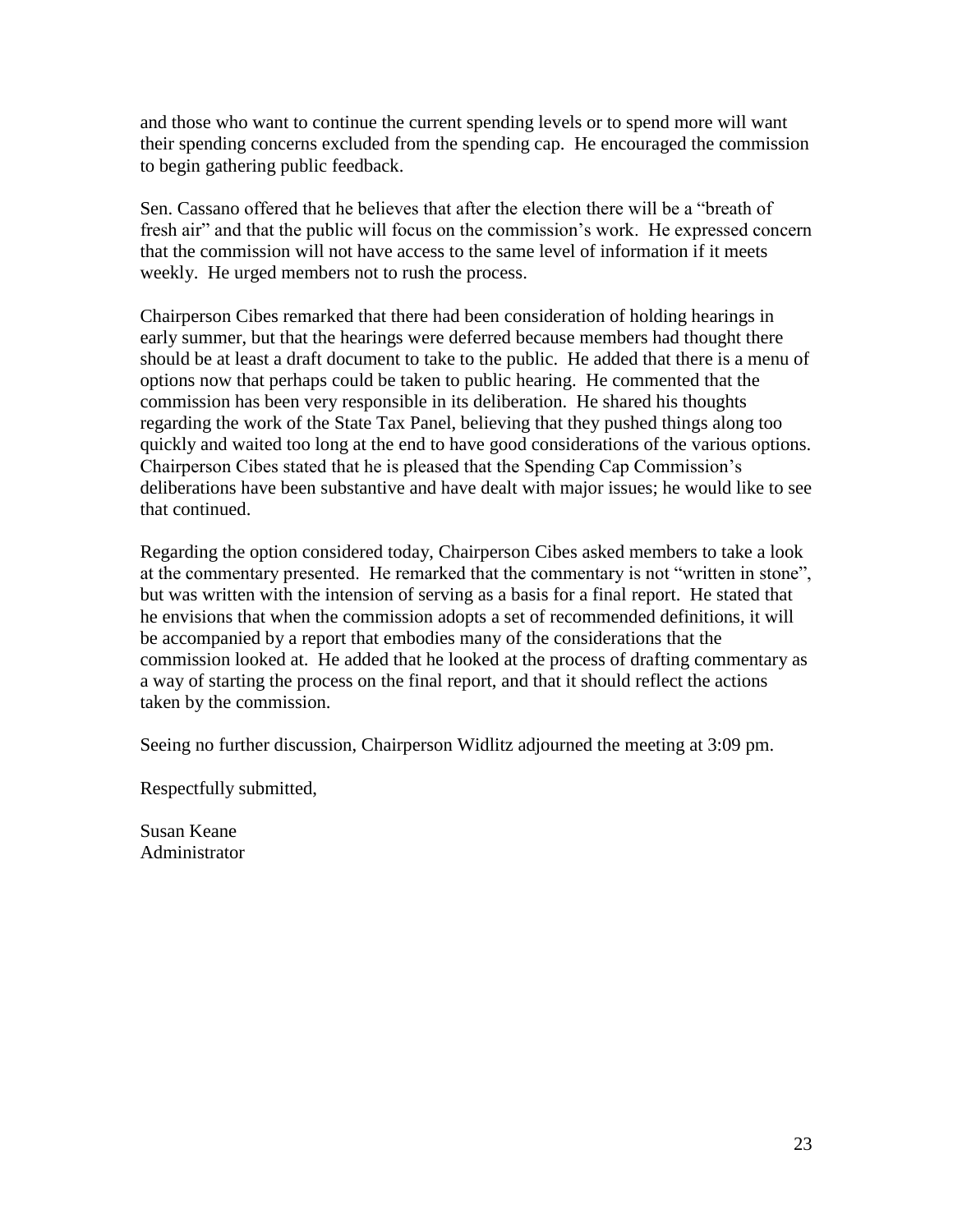and those who want to continue the current spending levels or to spend more will want their spending concerns excluded from the spending cap. He encouraged the commission to begin gathering public feedback.

Sen. Cassano offered that he believes that after the election there will be a "breath of fresh air" and that the public will focus on the commission's work. He expressed concern that the commission will not have access to the same level of information if it meets weekly. He urged members not to rush the process.

Chairperson Cibes remarked that there had been consideration of holding hearings in early summer, but that the hearings were deferred because members had thought there should be at least a draft document to take to the public. He added that there is a menu of options now that perhaps could be taken to public hearing. He commented that the commission has been very responsible in its deliberation. He shared his thoughts regarding the work of the State Tax Panel, believing that they pushed things along too quickly and waited too long at the end to have good considerations of the various options. Chairperson Cibes stated that he is pleased that the Spending Cap Commission's deliberations have been substantive and have dealt with major issues; he would like to see that continued.

Regarding the option considered today, Chairperson Cibes asked members to take a look at the commentary presented. He remarked that the commentary is not "written in stone", but was written with the intension of serving as a basis for a final report. He stated that he envisions that when the commission adopts a set of recommended definitions, it will be accompanied by a report that embodies many of the considerations that the commission looked at. He added that he looked at the process of drafting commentary as a way of starting the process on the final report, and that it should reflect the actions taken by the commission.

Seeing no further discussion, Chairperson Widlitz adjourned the meeting at 3:09 pm.

Respectfully submitted,

Susan Keane
Administrator